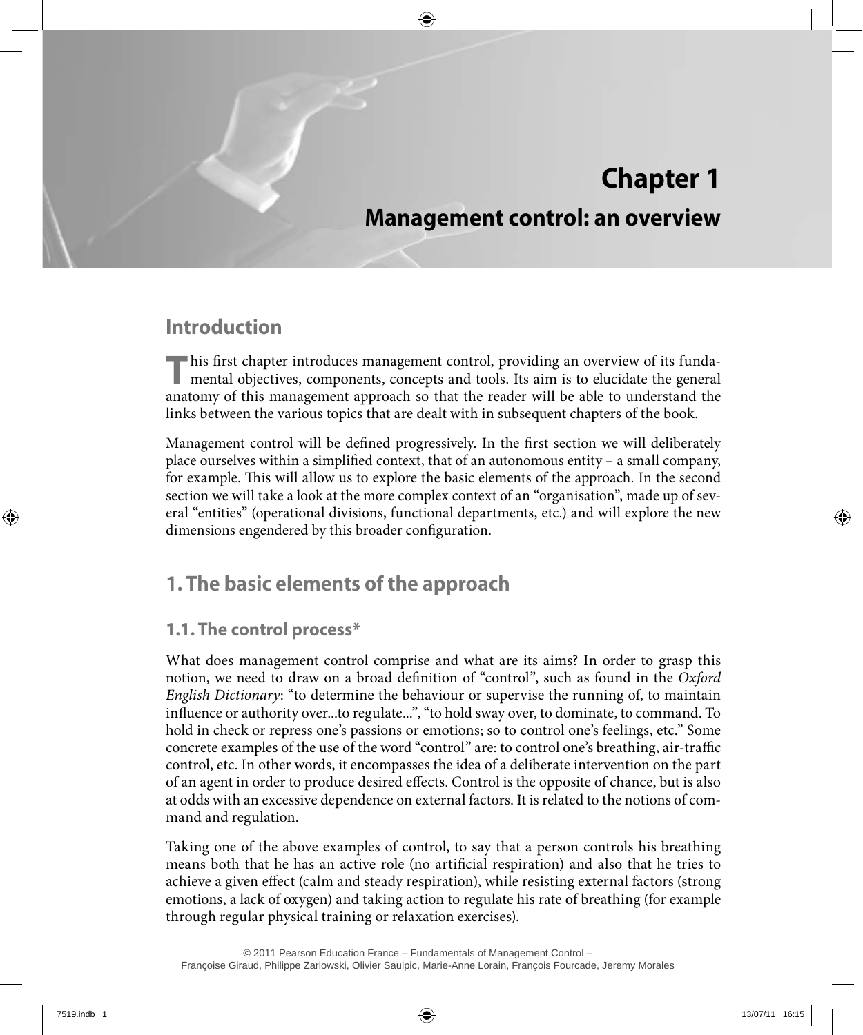# Chapter 1

## Management control: an overview

## Introduction

This first chapter introduces management control, providing an overview of its fundamental objectives, components, concepts and tools. Its aim is to elucidate the general anatomy of this management approach so that the reader will be able to understand the links between the various topics that are dealt with in subsequent chapters of the book.

Management control will be defined progressively. In the first section we will deliberately place ourselves within a simplified context, that of an autonomous entity – a small company, for example. This will allow us to explore the basic elements of the approach. In the second section we will take a look at the more complex context of an "organisation", made up of several "entities" (operational divisions, functional departments, etc.) and will explore the new dimensions engendered by this broader configuration.

## 1. The basic elements of the approach

### 1.1. The control process*

What does management control comprise and what are its aims? In order to grasp this notion, we need to draw on a broad definition of "control", such as found in the *Oxford English Dictionary*: "to determine the behaviour or supervise the running of, to maintain influence or authority over...to regulate...", "to hold sway over, to dominate, to command. To hold in check or repress one's passions or emotions; so to control one's feelings, etc." Some concrete examples of the use of the word "control" are: to control one's breathing, air-traffic control, etc. In other words, it encompasses the idea of a deliberate intervention on the part of an agent in order to produce desired effects. Control is the opposite of chance, but is also at odds with an excessive dependence on external factors. It is related to the notions of command and regulation.

Taking one of the above examples of control, to say that a person controls his breathing means both that he has an active role (no artificial respiration) and also that he tries to achieve a given effect (calm and steady respiration), while resisting external factors (strong emotions, a lack of oxygen) and taking action to regulate his rate of breathing (for example through regular physical training or relaxation exercises).

© 2011 Pearson Education France – Fundamentals of Management Control – Françoise Giraud, Philippe Zarlowski, Olivier Saulpic, Marie-Anne Lorain, François Fourcade, Jeremy Morales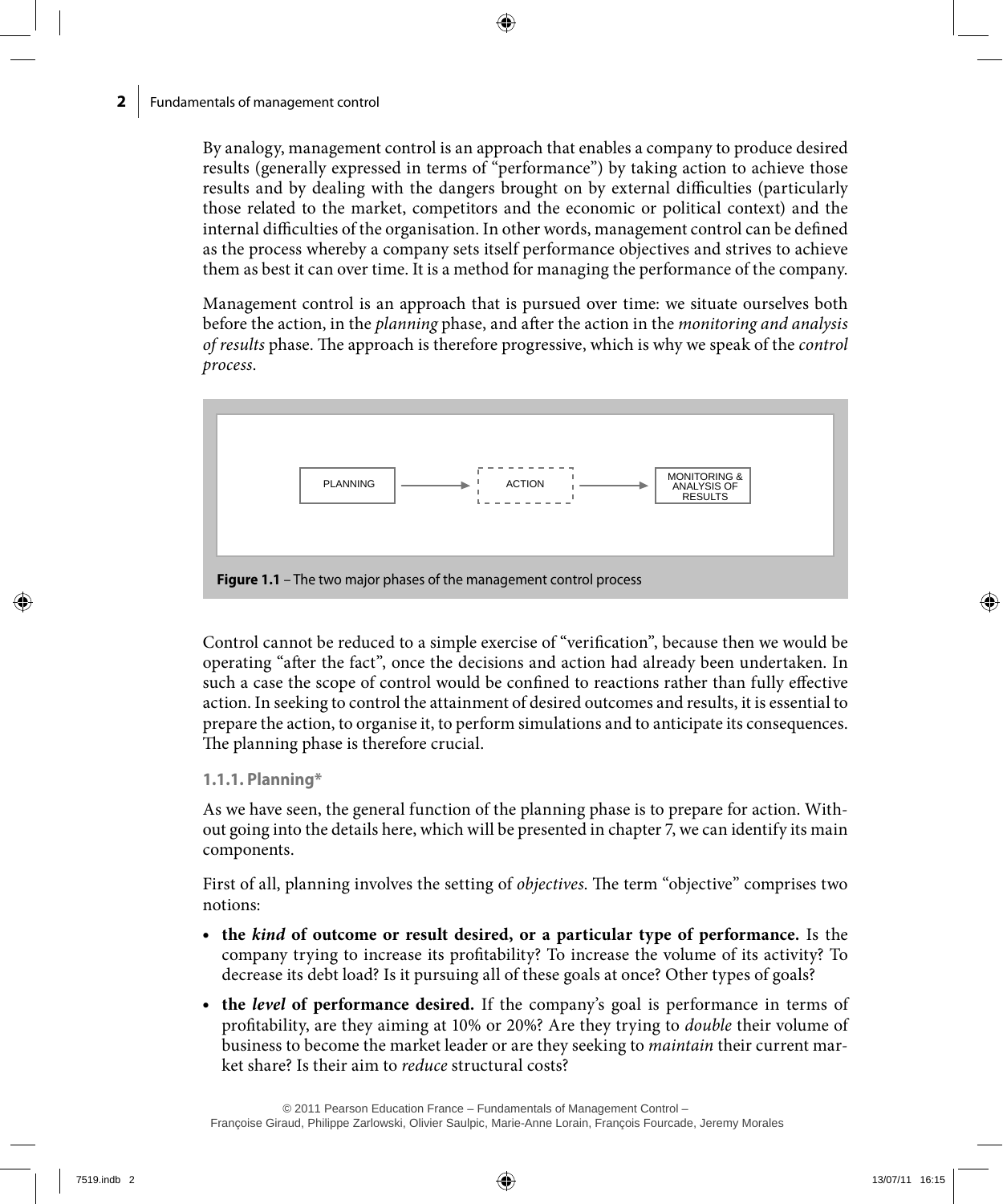By analogy, management control is an approach that enables a company to produce desired results (generally expressed in terms of "performance") by taking action to achieve those results and by dealing with the dangers brought on by external difficulties (particularly those related to the market, competitors and the economic or political context) and the internal difficulties of the organisation. In other words, management control can be defined as the process whereby a company sets itself performance objectives and strives to achieve them as best it can over time. It is a method for managing the performance of the company.

Management control is an approach that is pursued over time: we situate ourselves both before the action, in the *planning* phase, and after the action in the *monitoring and analysis of results* phase. The approach is therefore progressive, which is why we speak of the *control process*.

PLANNING → ACTION → MONITORING & ANALYSIS OF RESULTS

**Figure 1.1** – The two major phases of the management control process

Control cannot be reduced to a simple exercise of "verification", because then we would be operating "after the fact", once the decisions and action had already been undertaken. In such a case the scope of control would be confined to reactions rather than fully effective action. In seeking to control the attainment of desired outcomes and results, it is essential to prepare the action, to organise it, to perform simulations and to anticipate its consequences. The planning phase is therefore crucial.

### 1.1.1. Planning*

As we have seen, the general function of the planning phase is to prepare for action. Without going into the details here, which will be presented in chapter 7, we can identify its main components.

First of all, planning involves the setting of *objectives*. The term "objective" comprises two notions:

- **the *kind* of outcome or result desired, or a particular type of performance.** Is the company trying to increase its profitability? To increase the volume of its activity? To decrease its debt load? Is it pursuing all of these goals at once? Other types of goals?
- **the *level* of performance desired.** If the company's goal is performance in terms of profitability, are they aiming at 10% or 20%? Are they trying to *double* their volume of business to become the market leader or are they seeking to *maintain* their current market share? Is their aim to *reduce* structural costs?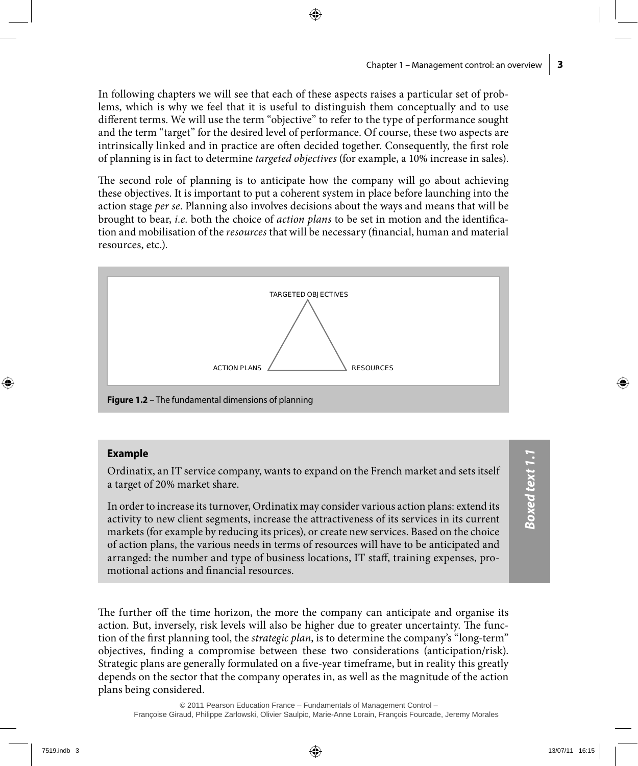In following chapters we will see that each of these aspects raises a particular set of problems, which is why we feel that it is useful to distinguish them conceptually and to use different terms. We will use the term "objective" to refer to the type of performance sought and the term "target" for the desired level of performance. Of course, these two aspects are intrinsically linked and in practice are often decided together. Consequently, the first role of planning is in fact to determine *targeted objectives* (for example, a 10% increase in sales).

The second role of planning is to anticipate how the company will go about achieving these objectives. It is important to put a coherent system in place before launching into the action stage *per se*. Planning also involves decisions about the ways and means that will be brought to bear, *i.e.* both the choice of *action plans* to be set in motion and the identification and mobilisation of the *resources* that will be necessary (financial, human and material resources, etc.).

TARGETED OBJECTIVES

ACTION PLANS RESOURCES

**Figure 1.2** – The fundamental dimensions of planning

> ***Boxed text 1.1***
>
> **Example**
>
> Ordinatix, an IT service company, wants to expand on the French market and sets itself a target of 20% market share.
>
> In order to increase its turnover, Ordinatix may consider various action plans: extend its activity to new client segments, increase the attractiveness of its services in its current markets (for example by reducing its prices), or create new services. Based on the choice of action plans, the various needs in terms of resources will have to be anticipated and arranged: the number and type of business locations, IT staff, training expenses, promotional actions and financial resources.

The further off the time horizon, the more the company can anticipate and organise its action. But, inversely, risk levels will also be higher due to greater uncertainty. The function of the first planning tool, the *strategic plan*, is to determine the company's "long-term" objectives, finding a compromise between these two considerations (anticipation/risk). Strategic plans are generally formulated on a five-year timeframe, but in reality this greatly depends on the sector that the company operates in, as well as the magnitude of the action plans being considered.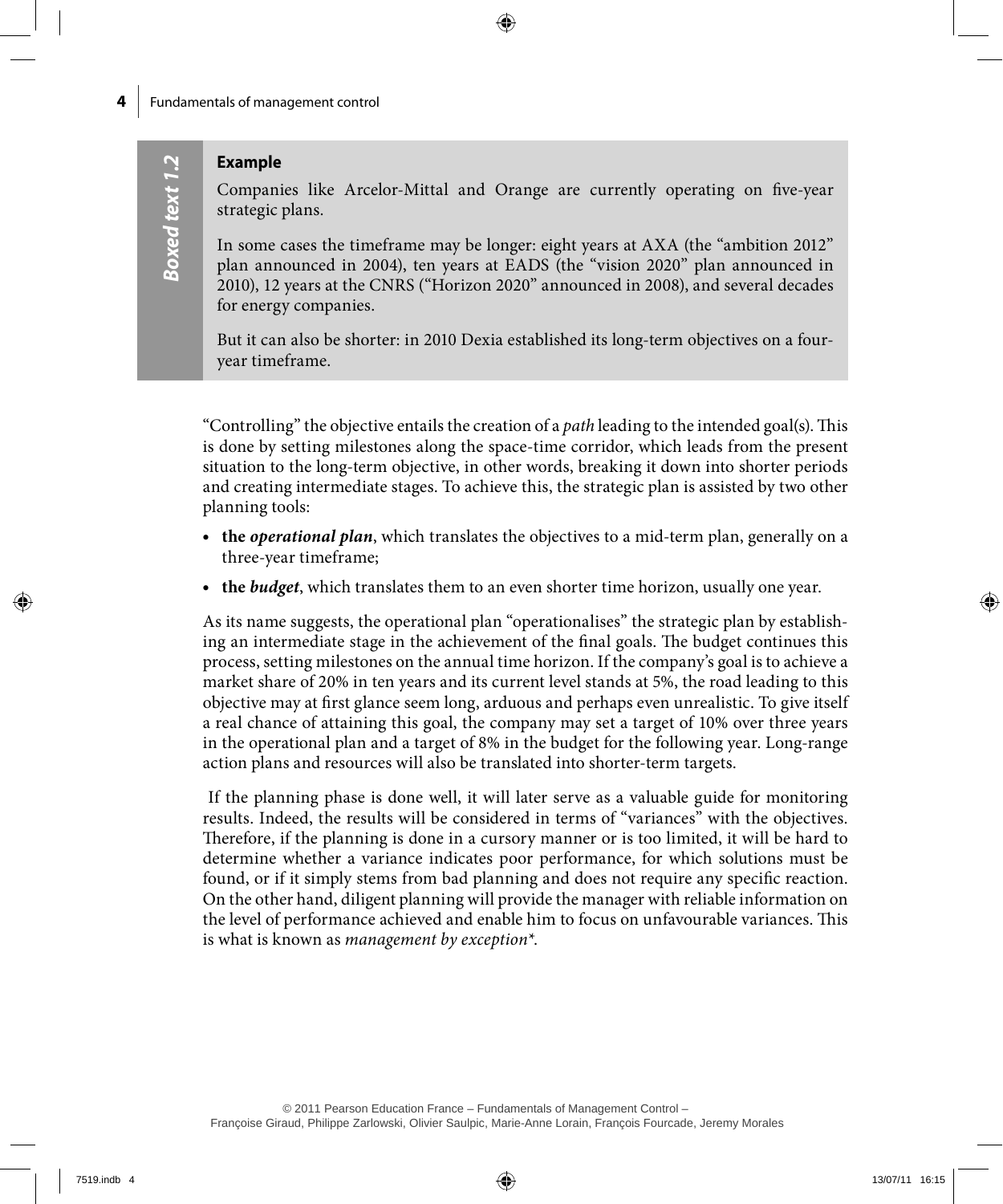**Boxed text 1.2**

**Example**

Companies like Arcelor-Mittal and Orange are currently operating on five-year strategic plans.

In some cases the timeframe may be longer: eight years at AXA (the "ambition 2012" plan announced in 2004), ten years at EADS (the "vision 2020" plan announced in 2010), 12 years at the CNRS ("Horizon 2020" announced in 2008), and several decades for energy companies.

But it can also be shorter: in 2010 Dexia established its long-term objectives on a four-year timeframe.

"Controlling" the objective entails the creation of a *path* leading to the intended goal(s). This is done by setting milestones along the space-time corridor, which leads from the present situation to the long-term objective, in other words, breaking it down into shorter periods and creating intermediate stages. To achieve this, the strategic plan is assisted by two other planning tools:

- **the *operational plan***, which translates the objectives to a mid-term plan, generally on a three-year timeframe;
- **the *budget***, which translates them to an even shorter time horizon, usually one year.

As its name suggests, the operational plan "operationalises" the strategic plan by establishing an intermediate stage in the achievement of the final goals. The budget continues this process, setting milestones on the annual time horizon. If the company's goal is to achieve a market share of 20% in ten years and its current level stands at 5%, the road leading to this objective may at first glance seem long, arduous and perhaps even unrealistic. To give itself a real chance of attaining this goal, the company may set a target of 10% over three years in the operational plan and a target of 8% in the budget for the following year. Long-range action plans and resources will also be translated into shorter-term targets.

If the planning phase is done well, it will later serve as a valuable guide for monitoring results. Indeed, the results will be considered in terms of "variances" with the objectives. Therefore, if the planning is done in a cursory manner or is too limited, it will be hard to determine whether a variance indicates poor performance, for which solutions must be found, or if it simply stems from bad planning and does not require any specific reaction. On the other hand, diligent planning will provide the manager with reliable information on the level of performance achieved and enable him to focus on unfavourable variances. This is what is known as *management by exception\**.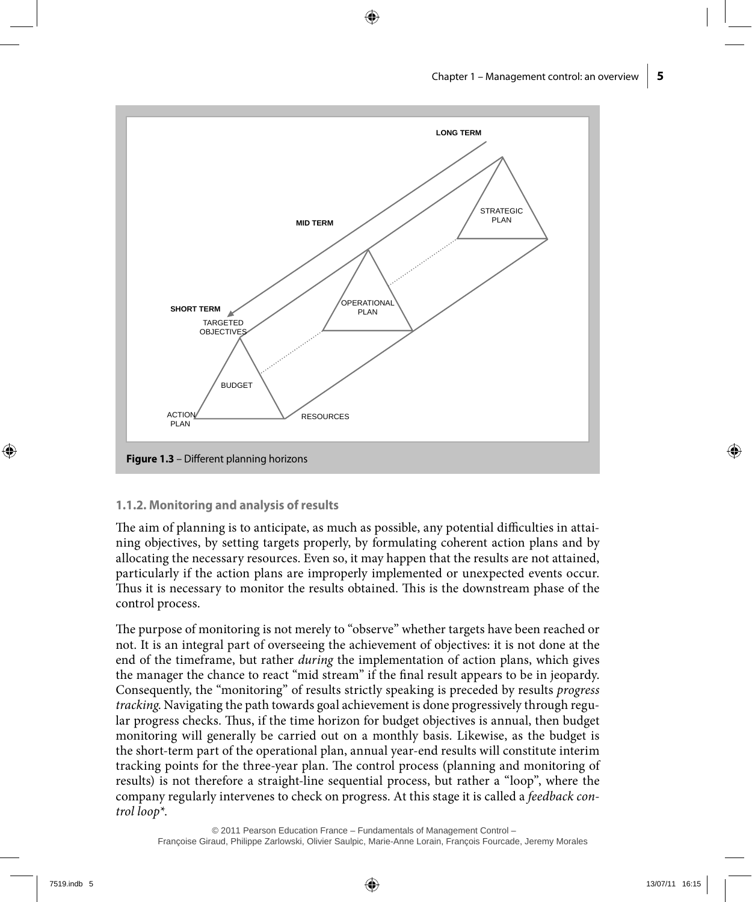Figure 1.3 – Different planning horizons

### 1.1.2. Monitoring and analysis of results

The aim of planning is to anticipate, as much as possible, any potential difficulties in attaining objectives, by setting targets properly, by formulating coherent action plans and by allocating the necessary resources. Even so, it may happen that the results are not attained, particularly if the action plans are improperly implemented or unexpected events occur. Thus it is necessary to monitor the results obtained. This is the downstream phase of the control process.

The purpose of monitoring is not merely to "observe" whether targets have been reached or not. It is an integral part of overseeing the achievement of objectives: it is not done at the end of the timeframe, but rather *during* the implementation of action plans, which gives the manager the chance to react "mid stream" if the final result appears to be in jeopardy. Consequently, the "monitoring" of results strictly speaking is preceded by results *progress tracking*. Navigating the path towards goal achievement is done progressively through regular progress checks. Thus, if the time horizon for budget objectives is annual, then budget monitoring will generally be carried out on a monthly basis. Likewise, as the budget is the short-term part of the operational plan, annual year-end results will constitute interim tracking points for the three-year plan. The control process (planning and monitoring of results) is not therefore a straight-line sequential process, but rather a "loop", where the company regularly intervenes to check on progress. At this stage it is called a *feedback control loop**.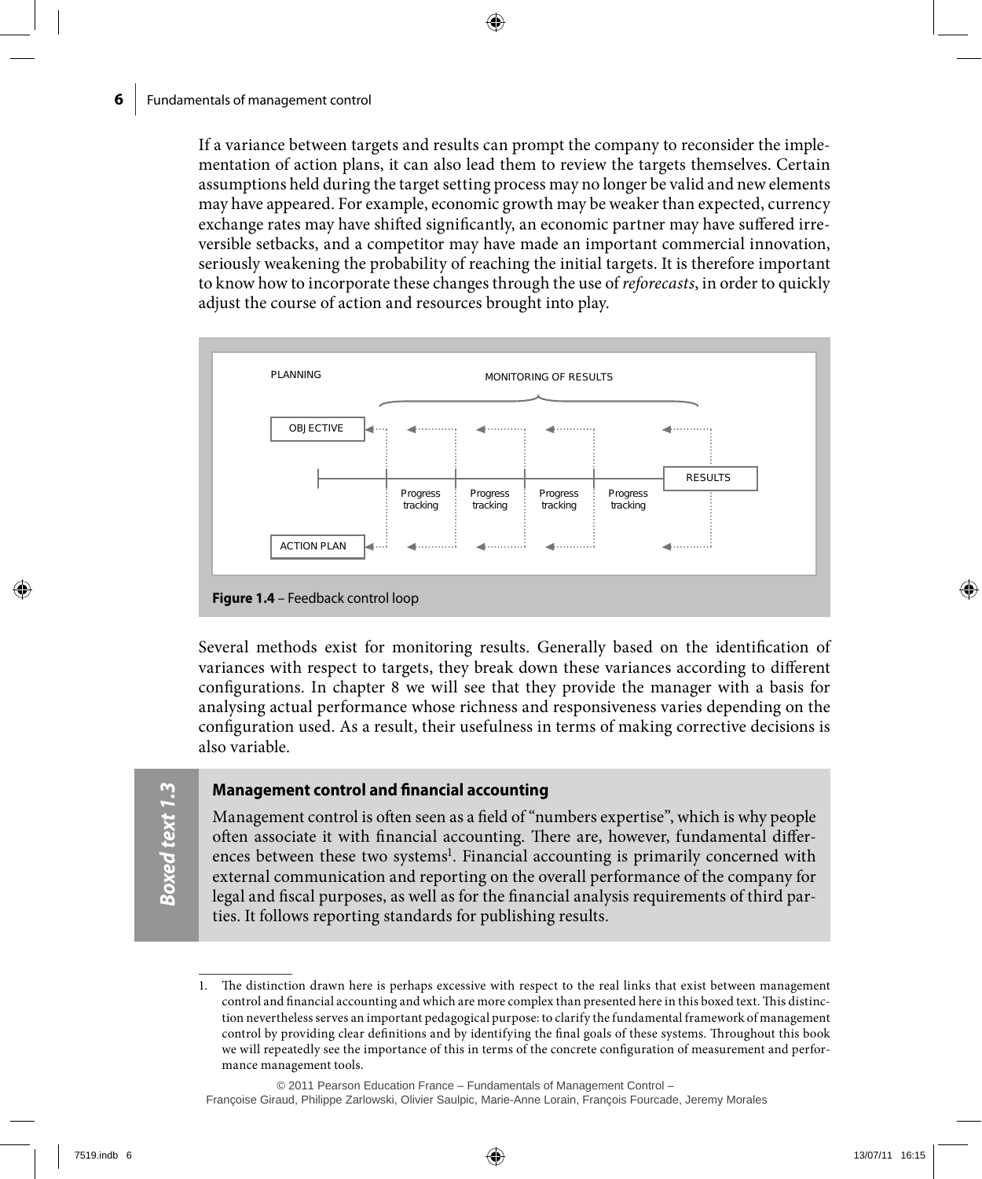If a variance between targets and results can prompt the company to reconsider the implementation of action plans, it can also lead them to review the targets themselves. Certain assumptions held during the target setting process may no longer be valid and new elements may have appeared. For example, economic growth may be weaker than expected, currency exchange rates may have shifted significantly, an economic partner may have suffered irreversible setbacks, and a competitor may have made an important commercial innovation, seriously weakening the probability of reaching the initial targets. It is therefore important to know how to incorporate these changes through the use of *reforecasts*, in order to quickly adjust the course of action and resources brought into play.

PLANNING — MONITORING OF RESULTS

OBJECTIVE — Progress tracking — Progress tracking — Progress tracking — Progress tracking — RESULTS

ACTION PLAN

**Figure 1.4** – Feedback control loop

Several methods exist for monitoring results. Generally based on the identification of variances with respect to targets, they break down these variances according to different configurations. In chapter 8 we will see that they provide the manager with a basis for analysing actual performance whose richness and responsiveness varies depending on the configuration used. As a result, their usefulness in terms of making corrective decisions is also variable.

> ***Boxed text 1.3***
>
> **Management control and financial accounting**
>
> Management control is often seen as a field of "numbers expertise", which is why people often associate it with financial accounting. There are, however, fundamental differences between these two systems[1]. Financial accounting is primarily concerned with external communication and reporting on the overall performance of the company for legal and fiscal purposes, as well as for the financial analysis requirements of third parties. It follows reporting standards for publishing results.

1. The distinction drawn here is perhaps excessive with respect to the real links that exist between management control and financial accounting and which are more complex than presented here in this boxed text. This distinction nevertheless serves an important pedagogical purpose: to clarify the fundamental framework of management control by providing clear definitions and by identifying the final goals of these systems. Throughout this book we will repeatedly see the importance of this in terms of the concrete configuration of measurement and performance management tools.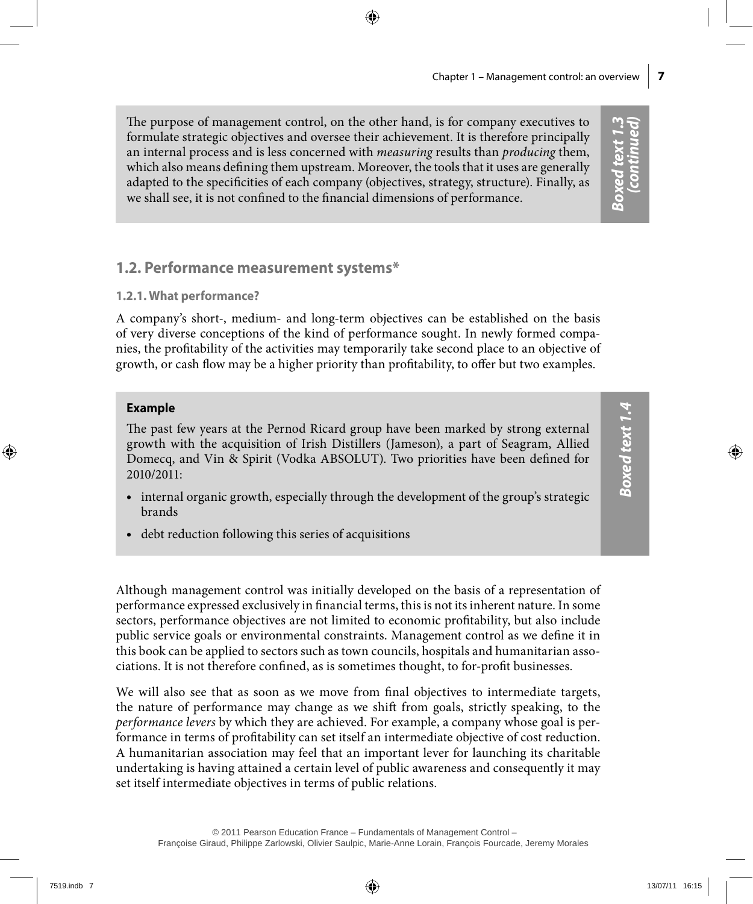The purpose of management control, on the other hand, is for company executives to formulate strategic objectives and oversee their achievement. It is therefore principally an internal process and is less concerned with *measuring* results than *producing* them, which also means defining them upstream. Moreover, the tools that it uses are generally adapted to the specificities of each company (objectives, strategy, structure). Finally, as we shall see, it is not confined to the financial dimensions of performance.

***Boxed text 1.3 (continued)***

## 1.2. Performance measurement systems*

### 1.2.1. What performance?

A company's short-, medium- and long-term objectives can be established on the basis of very diverse conceptions of the kind of performance sought. In newly formed companies, the profitability of the activities may temporarily take second place to an objective of growth, or cash flow may be a higher priority than profitability, to offer but two examples.

***Boxed text 1.4***

**Example**

The past few years at the Pernod Ricard group have been marked by strong external growth with the acquisition of Irish Distillers (Jameson), a part of Seagram, Allied Domecq, and Vin & Spirit (Vodka ABSOLUT). Two priorities have been defined for 2010/2011:

- internal organic growth, especially through the development of the group's strategic brands
- debt reduction following this series of acquisitions

Although management control was initially developed on the basis of a representation of performance expressed exclusively in financial terms, this is not its inherent nature. In some sectors, performance objectives are not limited to economic profitability, but also include public service goals or environmental constraints. Management control as we define it in this book can be applied to sectors such as town councils, hospitals and humanitarian associations. It is not therefore confined, as is sometimes thought, to for-profit businesses.

We will also see that as soon as we move from final objectives to intermediate targets, the nature of performance may change as we shift from goals, strictly speaking, to the *performance levers* by which they are achieved. For example, a company whose goal is performance in terms of profitability can set itself an intermediate objective of cost reduction. A humanitarian association may feel that an important lever for launching its charitable undertaking is having attained a certain level of public awareness and consequently it may set itself intermediate objectives in terms of public relations.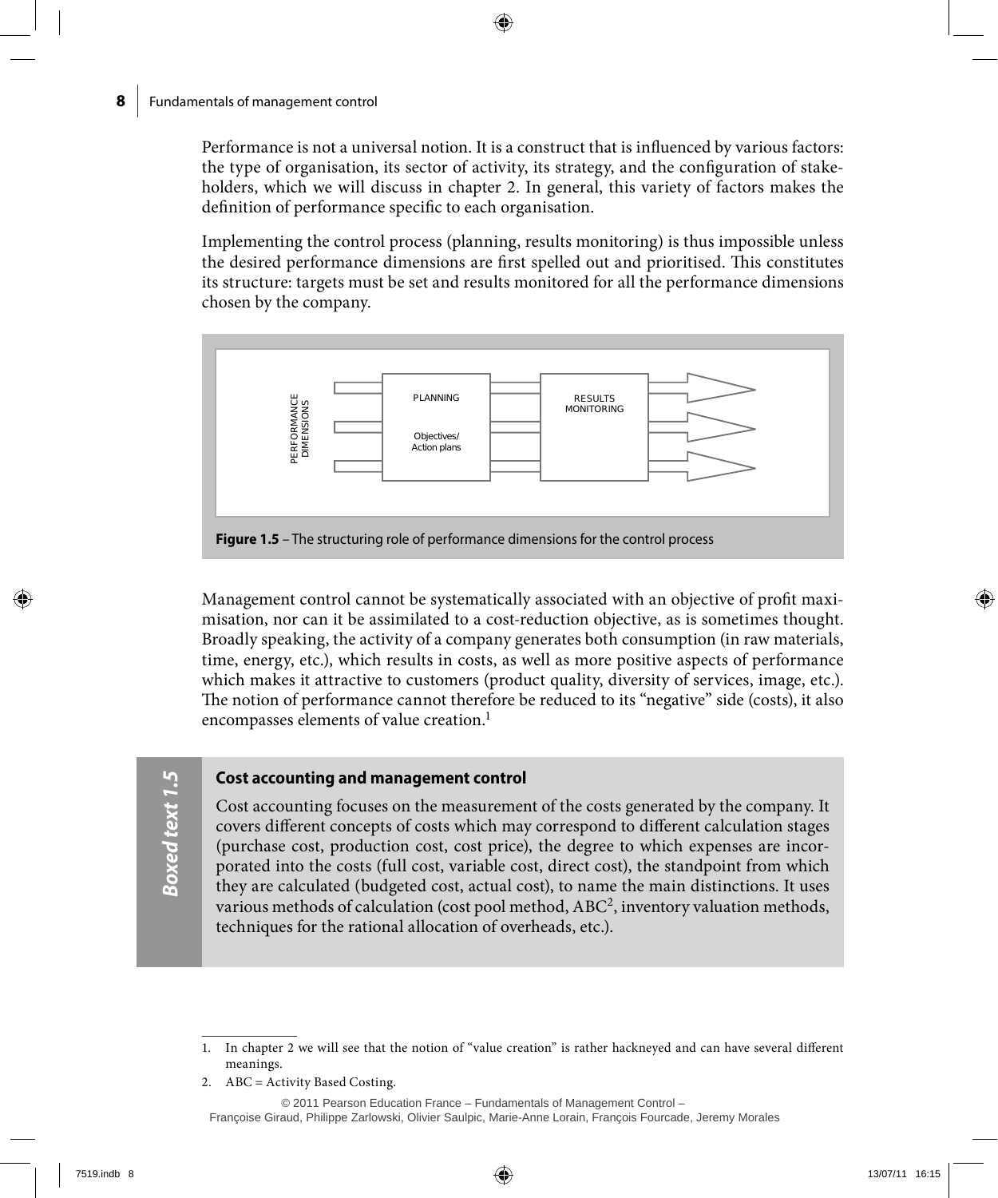Performance is not a universal notion. It is a construct that is influenced by various factors: the type of organisation, its sector of activity, its strategy, and the configuration of stakeholders, which we will discuss in chapter 2. In general, this variety of factors makes the definition of performance specific to each organisation.

Implementing the control process (planning, results monitoring) is thus impossible unless the desired performance dimensions are first spelled out and prioritised. This constitutes its structure: targets must be set and results monitored for all the performance dimensions chosen by the company.

PERFORMANCE DIMENSIONS

PLANNING

Objectives/ Action plans

RESULTS MONITORING

**Figure 1.5** – The structuring role of performance dimensions for the control process

Management control cannot be systematically associated with an objective of profit maximisation, nor can it be assimilated to a cost-reduction objective, as is sometimes thought. Broadly speaking, the activity of a company generates both consumption (in raw materials, time, energy, etc.), which results in costs, as well as more positive aspects of performance which makes it attractive to customers (product quality, diversity of services, image, etc.). The notion of performance cannot therefore be reduced to its "negative" side (costs), it also encompasses elements of value creation.[1]

***Boxed text 1.5***

**Cost accounting and management control**

Cost accounting focuses on the measurement of the costs generated by the company. It covers different concepts of costs which may correspond to different calculation stages (purchase cost, production cost, cost price), the degree to which expenses are incorporated into the costs (full cost, variable cost, direct cost), the standpoint from which they are calculated (budgeted cost, actual cost), to name the main distinctions. It uses various methods of calculation (cost pool method, ABC[2], inventory valuation methods, techniques for the rational allocation of overheads, etc.).

1. In chapter 2 we will see that the notion of "value creation" is rather hackneyed and can have several different meanings.
2. ABC = Activity Based Costing.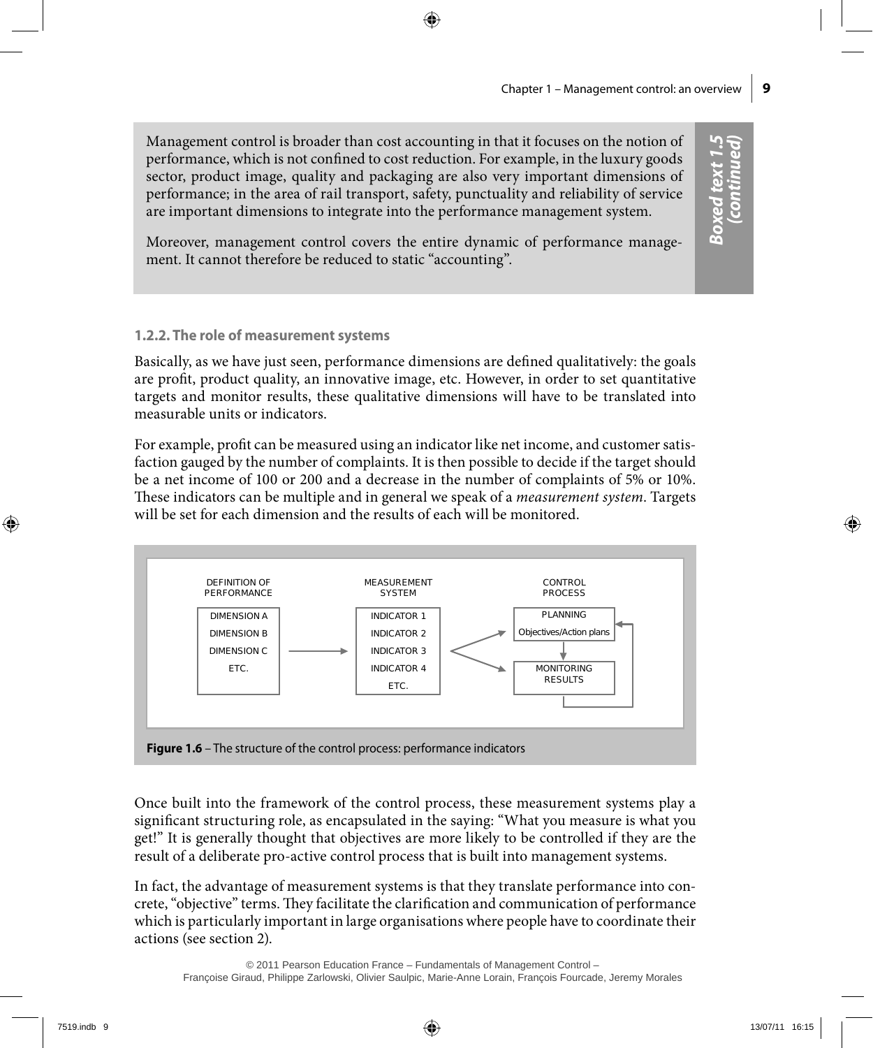Management control is broader than cost accounting in that it focuses on the notion of performance, which is not confined to cost reduction. For example, in the luxury goods sector, product image, quality and packaging are also very important dimensions of performance; in the area of rail transport, safety, punctuality and reliability of service are important dimensions to integrate into the performance management system.

Moreover, management control covers the entire dynamic of performance management. It cannot therefore be reduced to static "accounting".

***Boxed text 1.5 (continued)***

### 1.2.2. The role of measurement systems

Basically, as we have just seen, performance dimensions are defined qualitatively: the goals are profit, product quality, an innovative image, etc. However, in order to set quantitative targets and monitor results, these qualitative dimensions will have to be translated into measurable units or indicators.

For example, profit can be measured using an indicator like net income, and customer satisfaction gauged by the number of complaints. It is then possible to decide if the target should be a net income of 100 or 200 and a decrease in the number of complaints of 5% or 10%. These indicators can be multiple and in general we speak of a *measurement system*. Targets will be set for each dimension and the results of each will be monitored.

| DEFINITION OF PERFORMANCE | | MEASUREMENT SYSTEM | | CONTROL PROCESS |
|---|---|---|---|---|
| DIMENSION A<br>DIMENSION B<br>DIMENSION C<br>ETC. | → | INDICATOR 1<br>INDICATOR 2<br>INDICATOR 3<br>INDICATOR 4<br>ETC. | → | PLANNING<br>Objectives/Action plans<br>↓<br>MONITORING RESULTS<br>(feedback to PLANNING) |

**Figure 1.6** – The structure of the control process: performance indicators

Once built into the framework of the control process, these measurement systems play a significant structuring role, as encapsulated in the saying: "What you measure is what you get!" It is generally thought that objectives are more likely to be controlled if they are the result of a deliberate pro-active control process that is built into management systems.

In fact, the advantage of measurement systems is that they translate performance into concrete, "objective" terms. They facilitate the clarification and communication of performance which is particularly important in large organisations where people have to coordinate their actions (see section 2).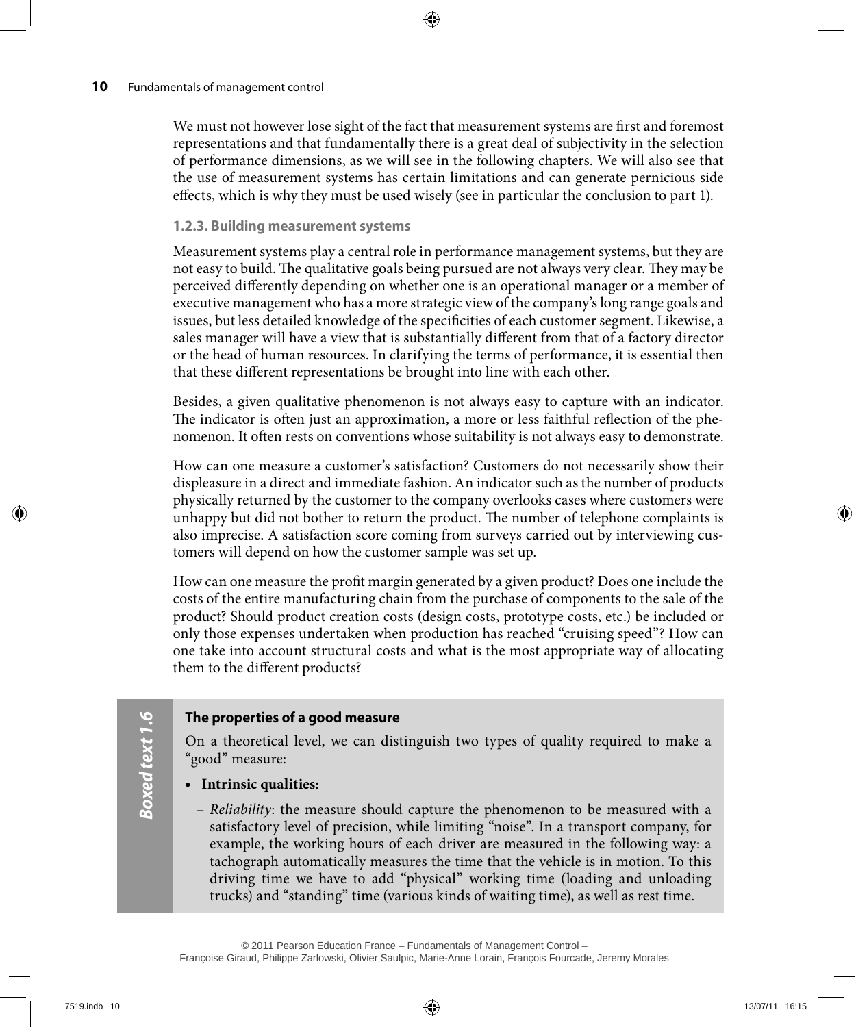We must not however lose sight of the fact that measurement systems are first and foremost representations and that fundamentally there is a great deal of subjectivity in the selection of performance dimensions, as we will see in the following chapters. We will also see that the use of measurement systems has certain limitations and can generate pernicious side effects, which is why they must be used wisely (see in particular the conclusion to part 1).

### 1.2.3. Building measurement systems

Measurement systems play a central role in performance management systems, but they are not easy to build. The qualitative goals being pursued are not always very clear. They may be perceived differently depending on whether one is an operational manager or a member of executive management who has a more strategic view of the company's long range goals and issues, but less detailed knowledge of the specificities of each customer segment. Likewise, a sales manager will have a view that is substantially different from that of a factory director or the head of human resources. In clarifying the terms of performance, it is essential then that these different representations be brought into line with each other.

Besides, a given qualitative phenomenon is not always easy to capture with an indicator. The indicator is often just an approximation, a more or less faithful reflection of the phenomenon. It often rests on conventions whose suitability is not always easy to demonstrate.

How can one measure a customer's satisfaction? Customers do not necessarily show their displeasure in a direct and immediate fashion. An indicator such as the number of products physically returned by the customer to the company overlooks cases where customers were unhappy but did not bother to return the product. The number of telephone complaints is also imprecise. A satisfaction score coming from surveys carried out by interviewing customers will depend on how the customer sample was set up.

How can one measure the profit margin generated by a given product? Does one include the costs of the entire manufacturing chain from the purchase of components to the sale of the product? Should product creation costs (design costs, prototype costs, etc.) be included or only those expenses undertaken when production has reached "cruising speed"? How can one take into account structural costs and what is the most appropriate way of allocating them to the different products?

> ***Boxed text 1.6***
>
> **The properties of a good measure**
>
> On a theoretical level, we can distinguish two types of quality required to make a "good" measure:
>
> - **Intrinsic qualities:**
>   - *Reliability*: the measure should capture the phenomenon to be measured with a satisfactory level of precision, while limiting "noise". In a transport company, for example, the working hours of each driver are measured in the following way: a tachograph automatically measures the time that the vehicle is in motion. To this driving time we have to add "physical" working time (loading and unloading trucks) and "standing" time (various kinds of waiting time), as well as rest time.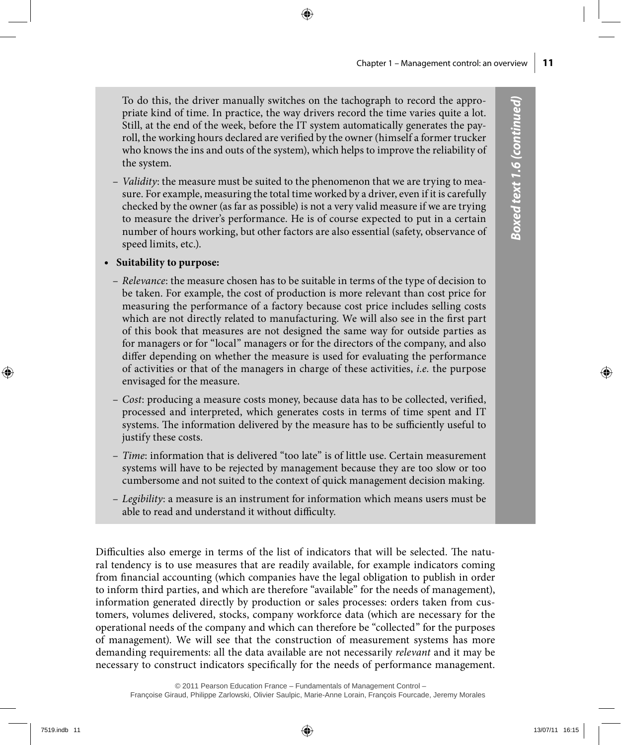To do this, the driver manually switches on the tachograph to record the appropriate kind of time. In practice, the way drivers record the time varies quite a lot. Still, at the end of the week, before the IT system automatically generates the payroll, the working hours declared are verified by the owner (himself a former trucker who knows the ins and outs of the system), which helps to improve the reliability of the system.

– *Validity*: the measure must be suited to the phenomenon that we are trying to measure. For example, measuring the total time worked by a driver, even if it is carefully checked by the owner (as far as possible) is not a very valid measure if we are trying to measure the driver's performance. He is of course expected to put in a certain number of hours working, but other factors are also essential (safety, observance of speed limits, etc.).

- **Suitability to purpose:**

  – *Relevance*: the measure chosen has to be suitable in terms of the type of decision to be taken. For example, the cost of production is more relevant than cost price for measuring the performance of a factory because cost price includes selling costs which are not directly related to manufacturing. We will also see in the first part of this book that measures are not designed the same way for outside parties as for managers or for "local" managers or for the directors of the company, and also differ depending on whether the measure is used for evaluating the performance of activities or that of the managers in charge of these activities, *i.e.* the purpose envisaged for the measure.

  – *Cost*: producing a measure costs money, because data has to be collected, verified, processed and interpreted, which generates costs in terms of time spent and IT systems. The information delivered by the measure has to be sufficiently useful to justify these costs.

  – *Time*: information that is delivered "too late" is of little use. Certain measurement systems will have to be rejected by management because they are too slow or too cumbersome and not suited to the context of quick management decision making.

  – *Legibility*: a measure is an instrument for information which means users must be able to read and understand it without difficulty.

Difficulties also emerge in terms of the list of indicators that will be selected. The natural tendency is to use measures that are readily available, for example indicators coming from financial accounting (which companies have the legal obligation to publish in order to inform third parties, and which are therefore "available" for the needs of management), information generated directly by production or sales processes: orders taken from customers, volumes delivered, stocks, company workforce data (which are necessary for the operational needs of the company and which can therefore be "collected" for the purposes of management). We will see that the construction of measurement systems has more demanding requirements: all the data available are not necessarily *relevant* and it may be necessary to construct indicators specifically for the needs of performance management.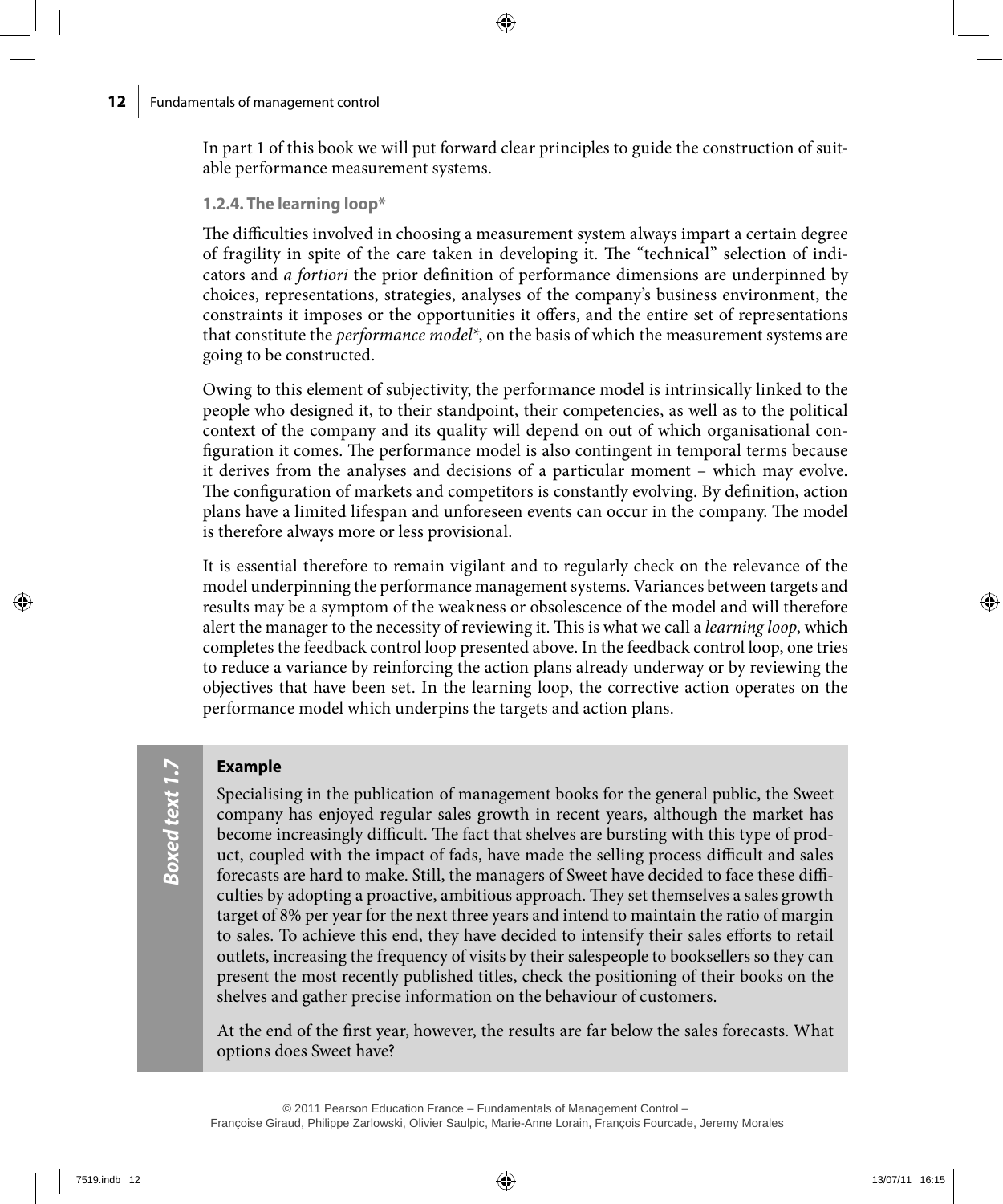In part 1 of this book we will put forward clear principles to guide the construction of suitable performance measurement systems.

### 1.2.4. The learning loop*

The difficulties involved in choosing a measurement system always impart a certain degree of fragility in spite of the care taken in developing it. The "technical" selection of indicators and *a fortiori* the prior definition of performance dimensions are underpinned by choices, representations, strategies, analyses of the company's business environment, the constraints it imposes or the opportunities it offers, and the entire set of representations that constitute the *performance model**, on the basis of which the measurement systems are going to be constructed.

Owing to this element of subjectivity, the performance model is intrinsically linked to the people who designed it, to their standpoint, their competencies, as well as to the political context of the company and its quality will depend on out of which organisational configuration it comes. The performance model is also contingent in temporal terms because it derives from the analyses and decisions of a particular moment – which may evolve. The configuration of markets and competitors is constantly evolving. By definition, action plans have a limited lifespan and unforeseen events can occur in the company. The model is therefore always more or less provisional.

It is essential therefore to remain vigilant and to regularly check on the relevance of the model underpinning the performance management systems. Variances between targets and results may be a symptom of the weakness or obsolescence of the model and will therefore alert the manager to the necessity of reviewing it. This is what we call a *learning loop*, which completes the feedback control loop presented above. In the feedback control loop, one tries to reduce a variance by reinforcing the action plans already underway or by reviewing the objectives that have been set. In the learning loop, the corrective action operates on the performance model which underpins the targets and action plans.

***Boxed text 1.7***

**Example**

Specialising in the publication of management books for the general public, the Sweet company has enjoyed regular sales growth in recent years, although the market has become increasingly difficult. The fact that shelves are bursting with this type of product, coupled with the impact of fads, have made the selling process difficult and sales forecasts are hard to make. Still, the managers of Sweet have decided to face these difficulties by adopting a proactive, ambitious approach. They set themselves a sales growth target of 8% per year for the next three years and intend to maintain the ratio of margin to sales. To achieve this end, they have decided to intensify their sales efforts to retail outlets, increasing the frequency of visits by their salespeople to booksellers so they can present the most recently published titles, check the positioning of their books on the shelves and gather precise information on the behaviour of customers.

At the end of the first year, however, the results are far below the sales forecasts. What options does Sweet have?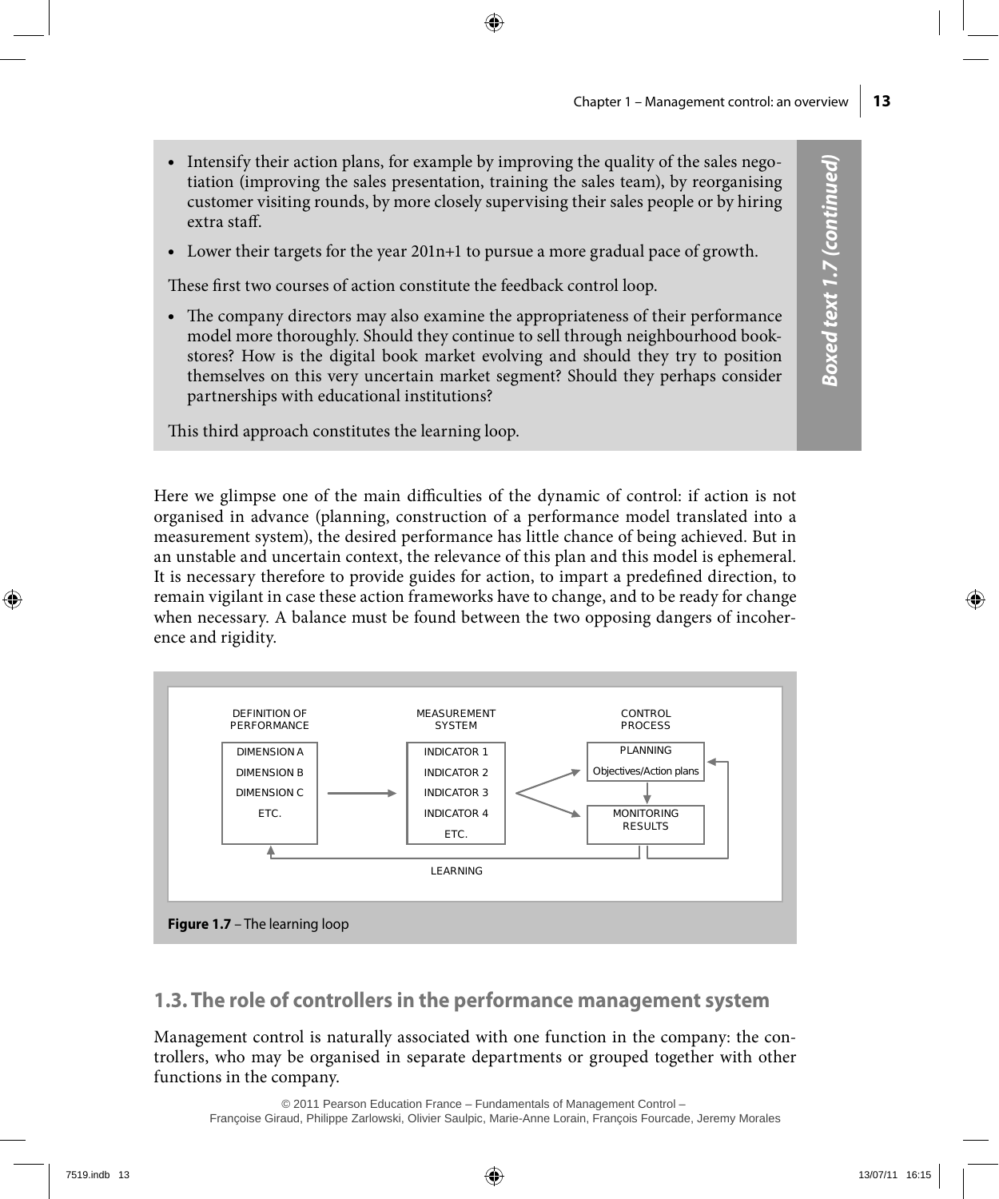- Intensify their action plans, for example by improving the quality of the sales negotiation (improving the sales presentation, training the sales team), by reorganising customer visiting rounds, by more closely supervising their sales people or by hiring extra staff.
- Lower their targets for the year 201n+1 to pursue a more gradual pace of growth.

These first two courses of action constitute the feedback control loop.

- The company directors may also examine the appropriateness of their performance model more thoroughly. Should they continue to sell through neighbourhood bookstores? How is the digital book market evolving and should they try to position themselves on this very uncertain market segment? Should they perhaps consider partnerships with educational institutions?

This third approach constitutes the learning loop.

***Boxed text 1.7 (continued)***

Here we glimpse one of the main difficulties of the dynamic of control: if action is not organised in advance (planning, construction of a performance model translated into a measurement system), the desired performance has little chance of being achieved. But in an unstable and uncertain context, the relevance of this plan and this model is ephemeral. It is necessary therefore to provide guides for action, to impart a predefined direction, to remain vigilant in case these action frameworks have to change, and to be ready for change when necessary. A balance must be found between the two opposing dangers of incoherence and rigidity.

DEFINITION OF PERFORMANCE: DIMENSION A, DIMENSION B, DIMENSION C, ETC. → MEASUREMENT SYSTEM: INDICATOR 1, INDICATOR 2, INDICATOR 3, INDICATOR 4, ETC. → CONTROL PROCESS: PLANNING (Objectives/Action plans) → MONITORING RESULTS; LEARNING

**Figure 1.7** – The learning loop

## 1.3. The role of controllers in the performance management system

Management control is naturally associated with one function in the company: the controllers, who may be organised in separate departments or grouped together with other functions in the company.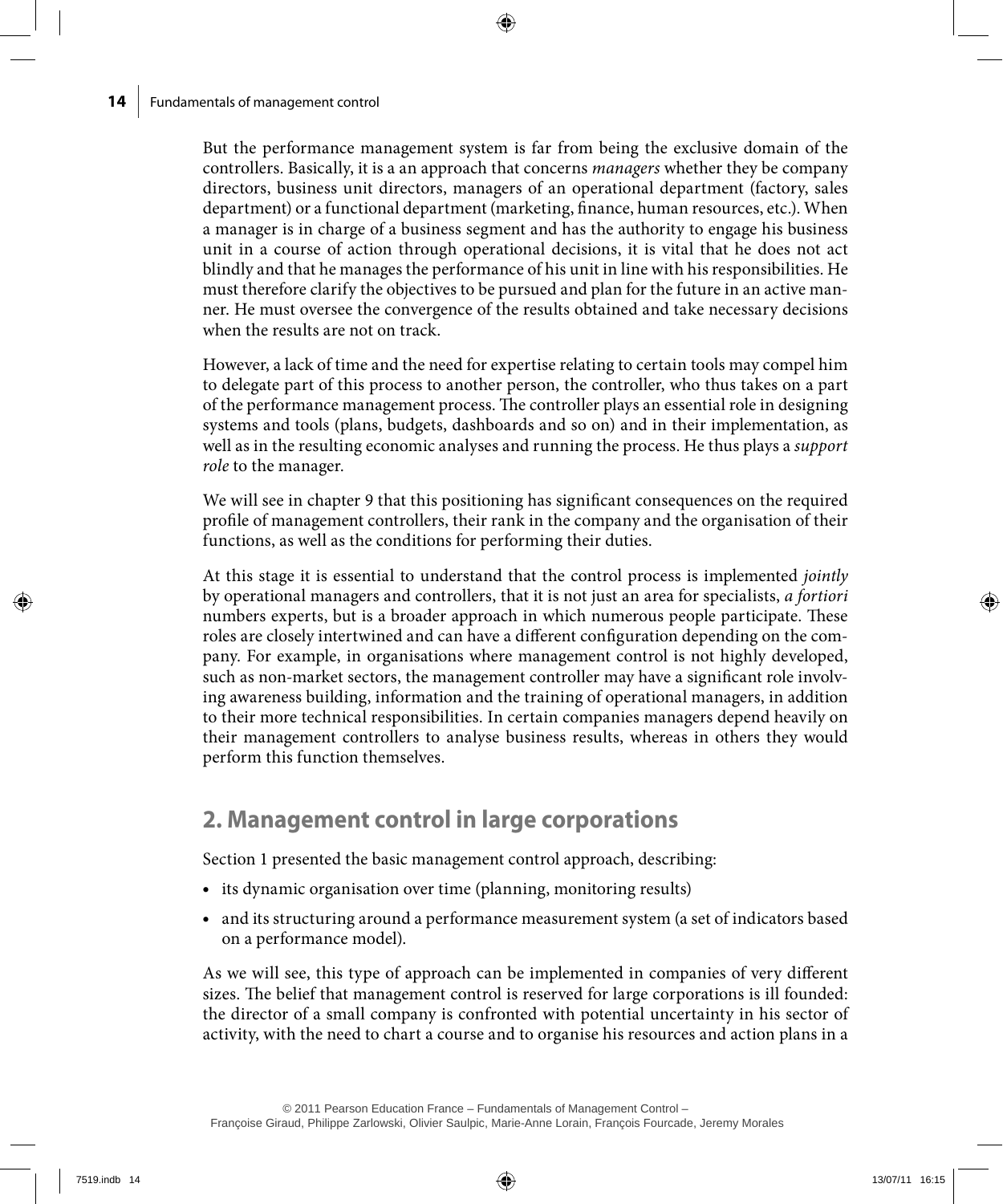But the performance management system is far from being the exclusive domain of the controllers. Basically, it is a an approach that concerns *managers* whether they be company directors, business unit directors, managers of an operational department (factory, sales department) or a functional department (marketing, finance, human resources, etc.). When a manager is in charge of a business segment and has the authority to engage his business unit in a course of action through operational decisions, it is vital that he does not act blindly and that he manages the performance of his unit in line with his responsibilities. He must therefore clarify the objectives to be pursued and plan for the future in an active manner. He must oversee the convergence of the results obtained and take necessary decisions when the results are not on track.

However, a lack of time and the need for expertise relating to certain tools may compel him to delegate part of this process to another person, the controller, who thus takes on a part of the performance management process. The controller plays an essential role in designing systems and tools (plans, budgets, dashboards and so on) and in their implementation, as well as in the resulting economic analyses and running the process. He thus plays a *support role* to the manager.

We will see in chapter 9 that this positioning has significant consequences on the required profile of management controllers, their rank in the company and the organisation of their functions, as well as the conditions for performing their duties.

At this stage it is essential to understand that the control process is implemented *jointly* by operational managers and controllers, that it is not just an area for specialists, *a fortiori* numbers experts, but is a broader approach in which numerous people participate. These roles are closely intertwined and can have a different configuration depending on the company. For example, in organisations where management control is not highly developed, such as non-market sectors, the management controller may have a significant role involving awareness building, information and the training of operational managers, in addition to their more technical responsibilities. In certain companies managers depend heavily on their management controllers to analyse business results, whereas in others they would perform this function themselves.

## 2. Management control in large corporations

Section 1 presented the basic management control approach, describing:

- its dynamic organisation over time (planning, monitoring results)
- and its structuring around a performance measurement system (a set of indicators based on a performance model).

As we will see, this type of approach can be implemented in companies of very different sizes. The belief that management control is reserved for large corporations is ill founded: the director of a small company is confronted with potential uncertainty in his sector of activity, with the need to chart a course and to organise his resources and action plans in a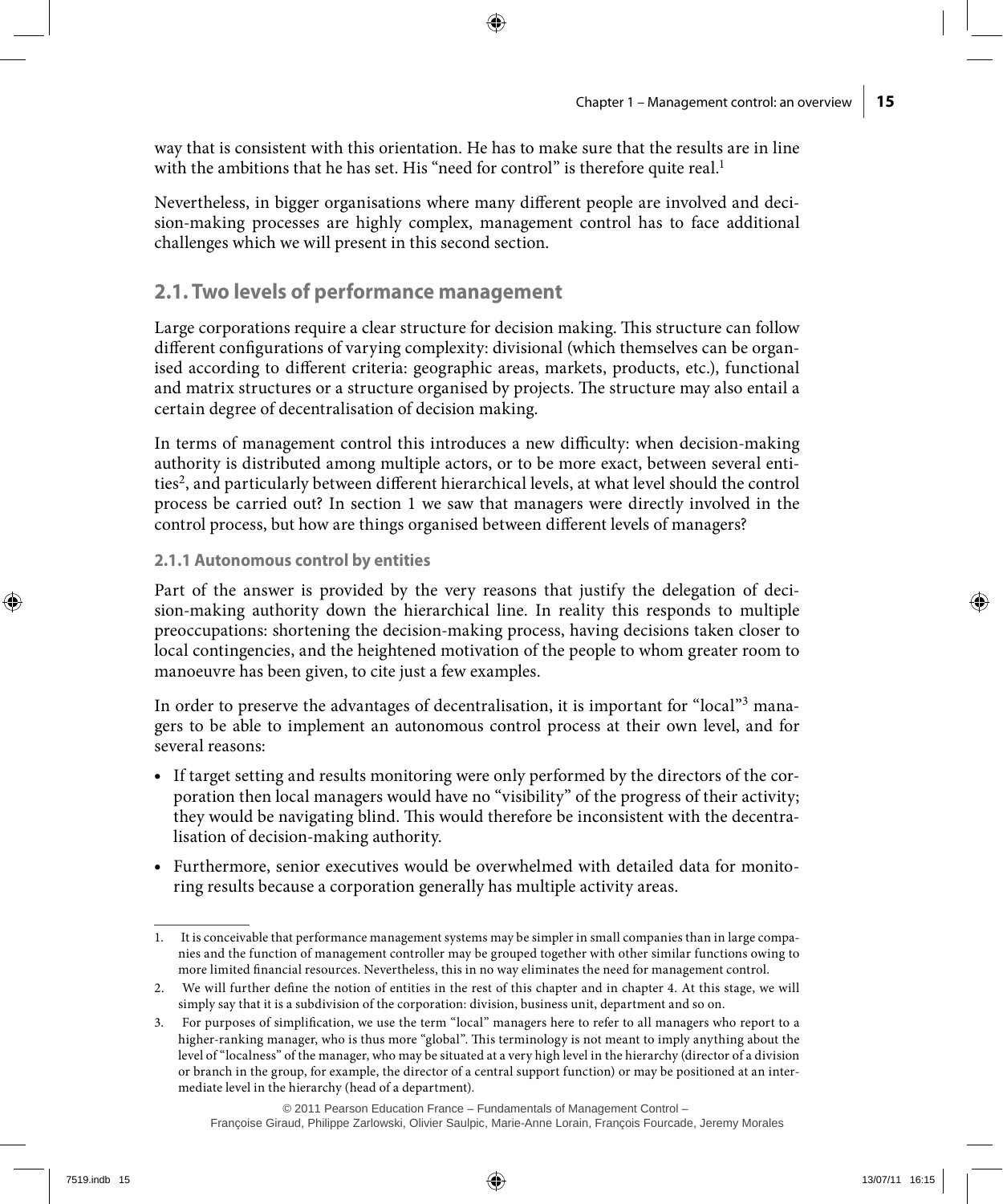way that is consistent with this orientation. He has to make sure that the results are in line with the ambitions that he has set. His "need for control" is therefore quite real.[1]

Nevertheless, in bigger organisations where many different people are involved and decision-making processes are highly complex, management control has to face additional challenges which we will present in this second section.

## 2.1. Two levels of performance management

Large corporations require a clear structure for decision making. This structure can follow different configurations of varying complexity: divisional (which themselves can be organised according to different criteria: geographic areas, markets, products, etc.), functional and matrix structures or a structure organised by projects. The structure may also entail a certain degree of decentralisation of decision making.

In terms of management control this introduces a new difficulty: when decision-making authority is distributed among multiple actors, or to be more exact, between several entities[2], and particularly between different hierarchical levels, at what level should the control process be carried out? In section 1 we saw that managers were directly involved in the control process, but how are things organised between different levels of managers?

### 2.1.1 Autonomous control by entities

Part of the answer is provided by the very reasons that justify the delegation of decision-making authority down the hierarchical line. In reality this responds to multiple preoccupations: shortening the decision-making process, having decisions taken closer to local contingencies, and the heightened motivation of the people to whom greater room to manoeuvre has been given, to cite just a few examples.

In order to preserve the advantages of decentralisation, it is important for "local"[3] managers to be able to implement an autonomous control process at their own level, and for several reasons:

- If target setting and results monitoring were only performed by the directors of the corporation then local managers would have no "visibility" of the progress of their activity; they would be navigating blind. This would therefore be inconsistent with the decentralisation of decision-making authority.
- Furthermore, senior executives would be overwhelmed with detailed data for monitoring results because a corporation generally has multiple activity areas.

---

1. It is conceivable that performance management systems may be simpler in small companies than in large companies and the function of management controller may be grouped together with other similar functions owing to more limited financial resources. Nevertheless, this in no way eliminates the need for management control.

2. We will further define the notion of entities in the rest of this chapter and in chapter 4. At this stage, we will simply say that it is a subdivision of the corporation: division, business unit, department and so on.

3. For purposes of simplification, we use the term "local" managers here to refer to all managers who report to a higher-ranking manager, who is thus more "global". This terminology is not meant to imply anything about the level of "localness" of the manager, who may be situated at a very high level in the hierarchy (director of a division or branch in the group, for example, the director of a central support function) or may be positioned at an intermediate level in the hierarchy (head of a department).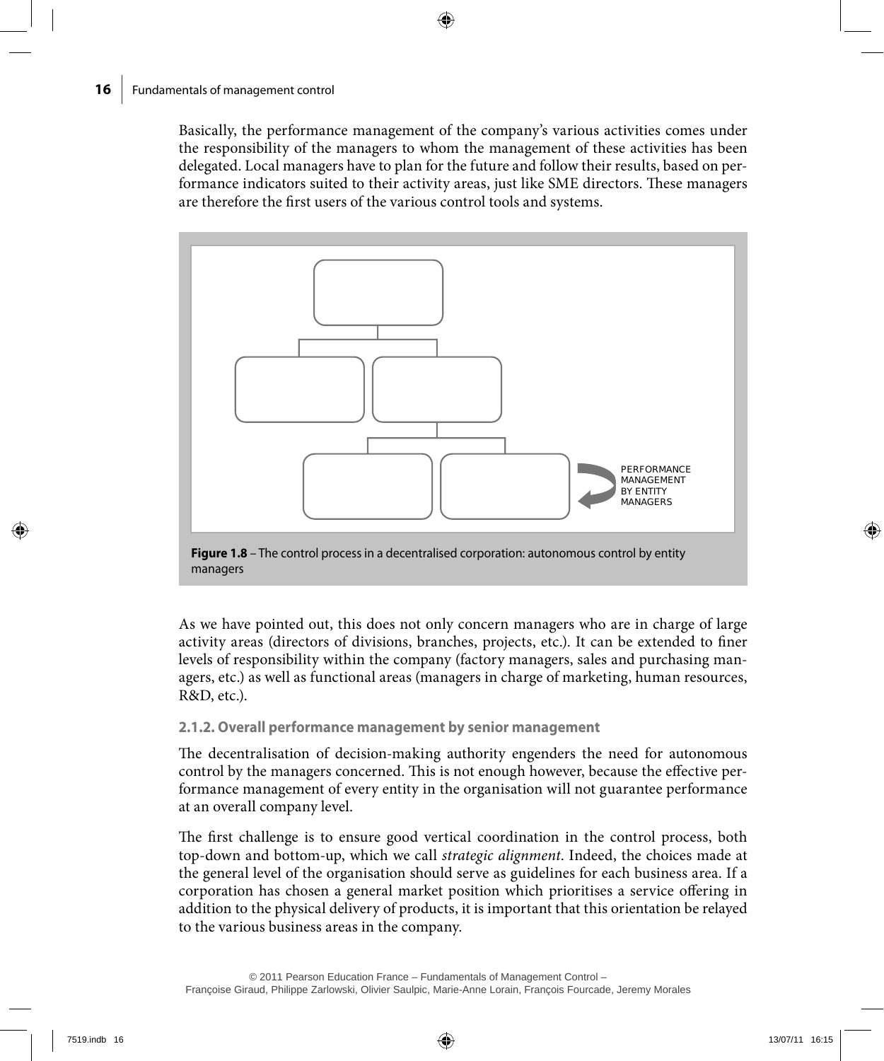Basically, the performance management of the company's various activities comes under the responsibility of the managers to whom the management of these activities has been delegated. Local managers have to plan for the future and follow their results, based on performance indicators suited to their activity areas, just like SME directors. These managers are therefore the first users of the various control tools and systems.

PERFORMANCE MANAGEMENT BY ENTITY MANAGERS

**Figure 1.8** – The control process in a decentralised corporation: autonomous control by entity managers

As we have pointed out, this does not only concern managers who are in charge of large activity areas (directors of divisions, branches, projects, etc.). It can be extended to finer levels of responsibility within the company (factory managers, sales and purchasing managers, etc.) as well as functional areas (managers in charge of marketing, human resources, R&D, etc.).

#### 2.1.2. Overall performance management by senior management

The decentralisation of decision-making authority engenders the need for autonomous control by the managers concerned. This is not enough however, because the effective performance management of every entity in the organisation will not guarantee performance at an overall company level.

The first challenge is to ensure good vertical coordination in the control process, both top-down and bottom-up, which we call *strategic alignment*. Indeed, the choices made at the general level of the organisation should serve as guidelines for each business area. If a corporation has chosen a general market position which prioritises a service offering in addition to the physical delivery of products, it is important that this orientation be relayed to the various business areas in the company.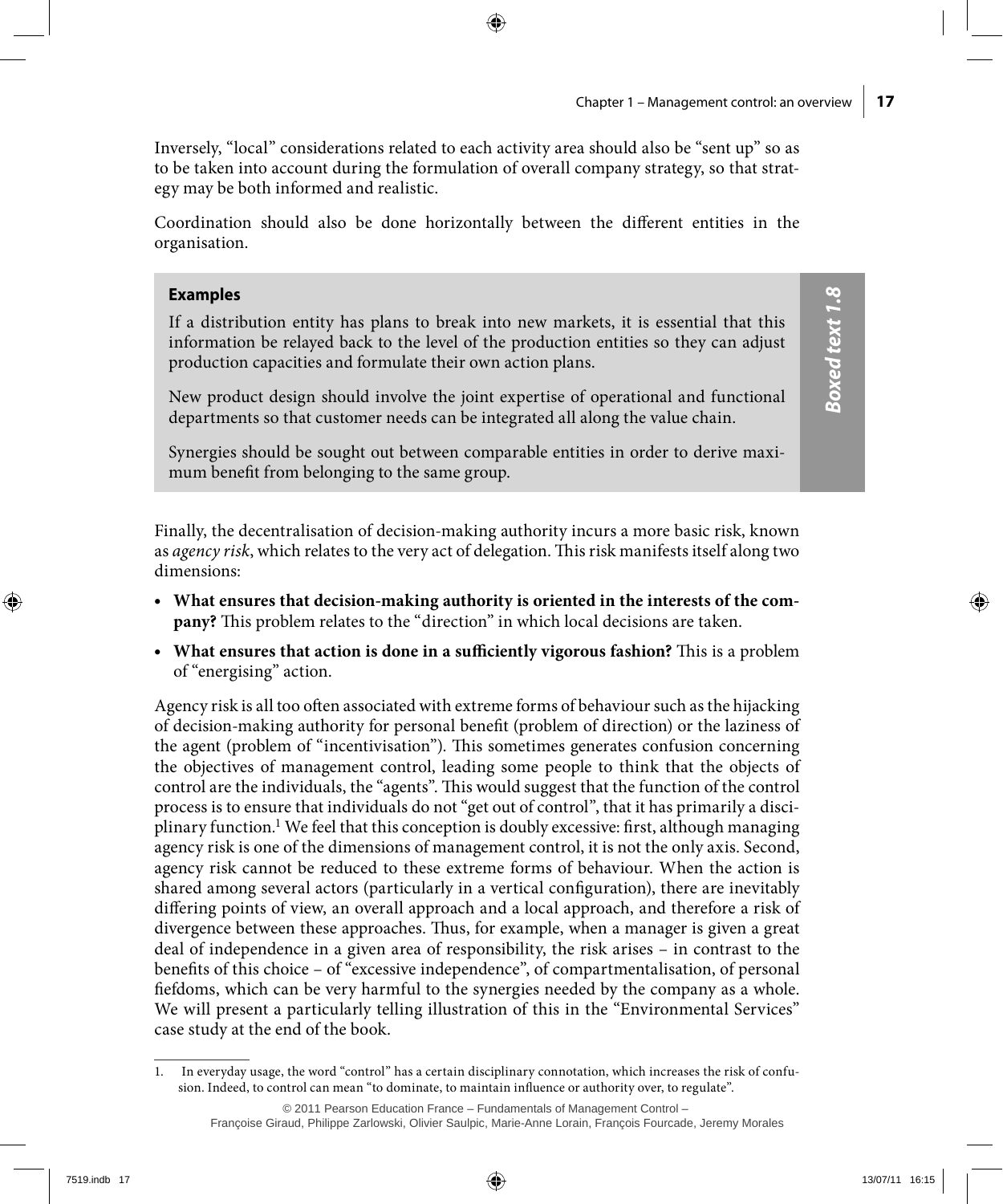Inversely, "local" considerations related to each activity area should also be "sent up" so as to be taken into account during the formulation of overall company strategy, so that strategy may be both informed and realistic.

Coordination should also be done horizontally between the different entities in the organisation.

> **Boxed text 1.8**
>
> **Examples**
>
> If a distribution entity has plans to break into new markets, it is essential that this information be relayed back to the level of the production entities so they can adjust production capacities and formulate their own action plans.
>
> New product design should involve the joint expertise of operational and functional departments so that customer needs can be integrated all along the value chain.
>
> Synergies should be sought out between comparable entities in order to derive maximum benefit from belonging to the same group.

Finally, the decentralisation of decision-making authority incurs a more basic risk, known as *agency risk*, which relates to the very act of delegation. This risk manifests itself along two dimensions:

- **What ensures that decision-making authority is oriented in the interests of the company?** This problem relates to the "direction" in which local decisions are taken.
- **What ensures that action is done in a sufficiently vigorous fashion?** This is a problem of "energising" action.

Agency risk is all too often associated with extreme forms of behaviour such as the hijacking of decision-making authority for personal benefit (problem of direction) or the laziness of the agent (problem of "incentivisation"). This sometimes generates confusion concerning the objectives of management control, leading some people to think that the objects of control are the individuals, the "agents". This would suggest that the function of the control process is to ensure that individuals do not "get out of control", that it has primarily a disciplinary function.[1] We feel that this conception is doubly excessive: first, although managing agency risk is one of the dimensions of management control, it is not the only axis. Second, agency risk cannot be reduced to these extreme forms of behaviour. When the action is shared among several actors (particularly in a vertical configuration), there are inevitably differing points of view, an overall approach and a local approach, and therefore a risk of divergence between these approaches. Thus, for example, when a manager is given a great deal of independence in a given area of responsibility, the risk arises – in contrast to the benefits of this choice – of "excessive independence", of compartmentalisation, of personal fiefdoms, which can be very harmful to the synergies needed by the company as a whole. We will present a particularly telling illustration of this in the "Environmental Services" case study at the end of the book.

---

1. In everyday usage, the word "control" has a certain disciplinary connotation, which increases the risk of confusion. Indeed, to control can mean "to dominate, to maintain influence or authority over, to regulate".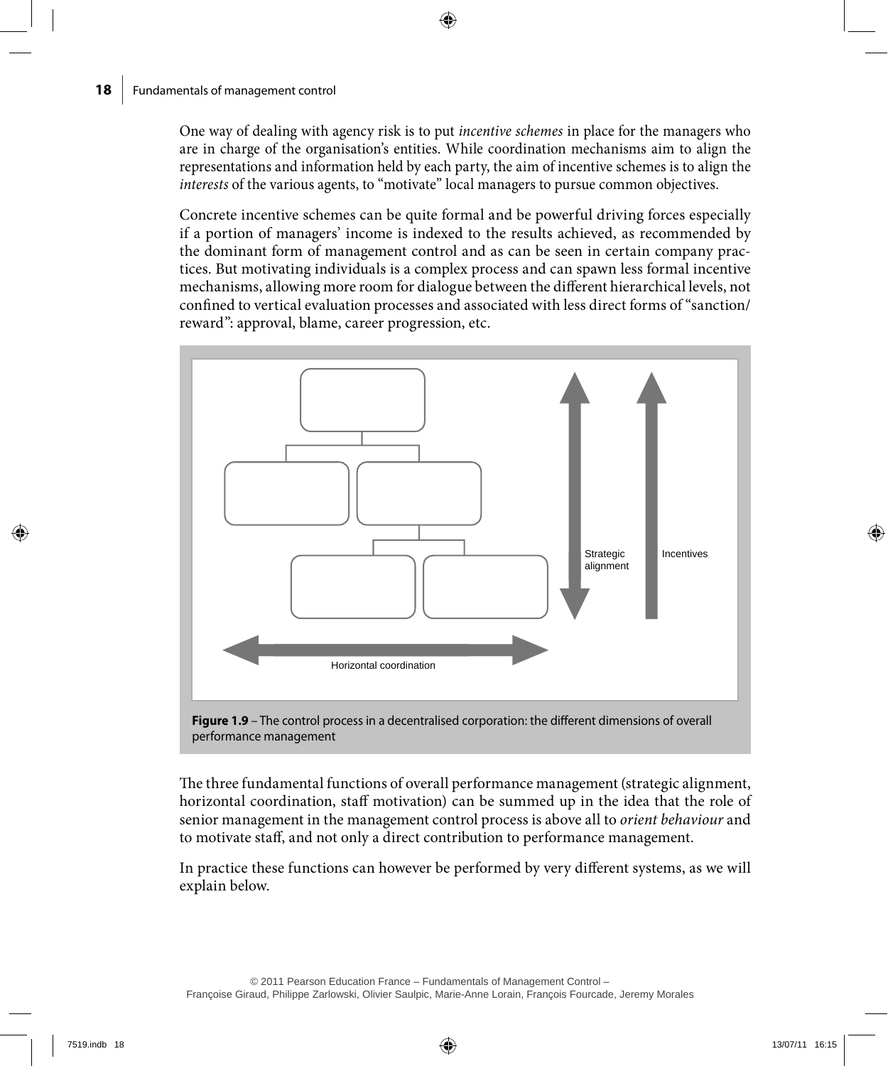One way of dealing with agency risk is to put *incentive schemes* in place for the managers who are in charge of the organisation's entities. While coordination mechanisms aim to align the representations and information held by each party, the aim of incentive schemes is to align the *interests* of the various agents, to "motivate" local managers to pursue common objectives.

Concrete incentive schemes can be quite formal and be powerful driving forces especially if a portion of managers' income is indexed to the results achieved, as recommended by the dominant form of management control and as can be seen in certain company practices. But motivating individuals is a complex process and can spawn less formal incentive mechanisms, allowing more room for dialogue between the different hierarchical levels, not confined to vertical evaluation processes and associated with less direct forms of "sanction/reward": approval, blame, career progression, etc.

Strategic alignment

Incentives

Horizontal coordination

**Figure 1.9** – The control process in a decentralised corporation: the different dimensions of overall performance management

The three fundamental functions of overall performance management (strategic alignment, horizontal coordination, staff motivation) can be summed up in the idea that the role of senior management in the management control process is above all to *orient behaviour* and to motivate staff, and not only a direct contribution to performance management.

In practice these functions can however be performed by very different systems, as we will explain below.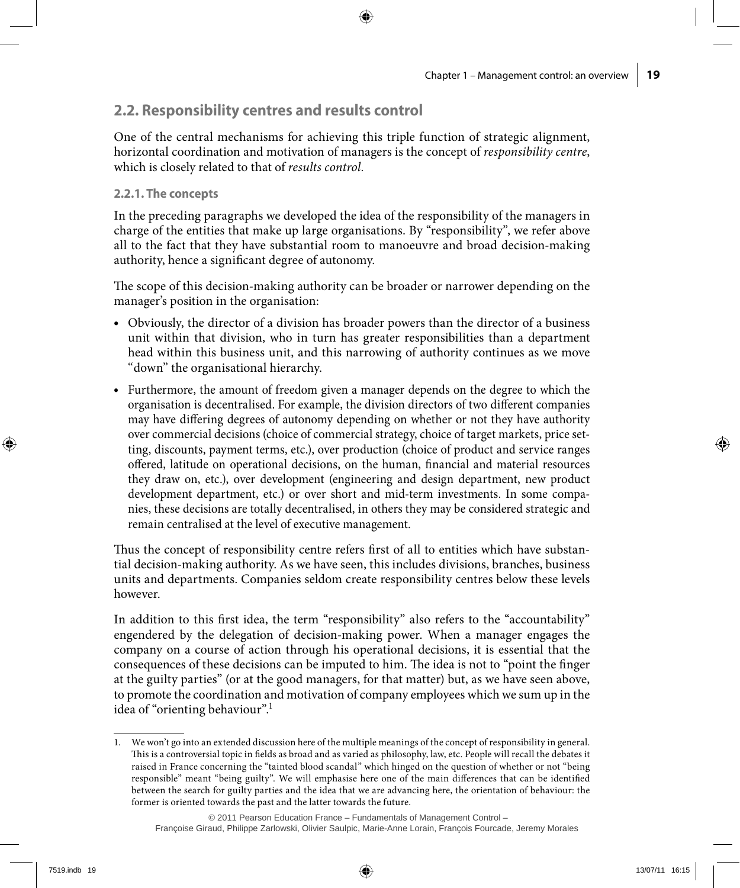## 2.2. Responsibility centres and results control

One of the central mechanisms for achieving this triple function of strategic alignment, horizontal coordination and motivation of managers is the concept of *responsibility centre*, which is closely related to that of *results control*.

### 2.2.1. The concepts

In the preceding paragraphs we developed the idea of the responsibility of the managers in charge of the entities that make up large organisations. By "responsibility", we refer above all to the fact that they have substantial room to manoeuvre and broad decision-making authority, hence a significant degree of autonomy.

The scope of this decision-making authority can be broader or narrower depending on the manager's position in the organisation:

- Obviously, the director of a division has broader powers than the director of a business unit within that division, who in turn has greater responsibilities than a department head within this business unit, and this narrowing of authority continues as we move "down" the organisational hierarchy.
- Furthermore, the amount of freedom given a manager depends on the degree to which the organisation is decentralised. For example, the division directors of two different companies may have differing degrees of autonomy depending on whether or not they have authority over commercial decisions (choice of commercial strategy, choice of target markets, price setting, discounts, payment terms, etc.), over production (choice of product and service ranges offered, latitude on operational decisions, on the human, financial and material resources they draw on, etc.), over development (engineering and design department, new product development department, etc.) or over short and mid-term investments. In some companies, these decisions are totally decentralised, in others they may be considered strategic and remain centralised at the level of executive management.

Thus the concept of responsibility centre refers first of all to entities which have substantial decision-making authority. As we have seen, this includes divisions, branches, business units and departments. Companies seldom create responsibility centres below these levels however.

In addition to this first idea, the term "responsibility" also refers to the "accountability" engendered by the delegation of decision-making power. When a manager engages the company on a course of action through his operational decisions, it is essential that the consequences of these decisions can be imputed to him. The idea is not to "point the finger at the guilty parties" (or at the good managers, for that matter) but, as we have seen above, to promote the coordination and motivation of company employees which we sum up in the idea of "orienting behaviour".[1]

---

1. We won't go into an extended discussion here of the multiple meanings of the concept of responsibility in general. This is a controversial topic in fields as broad and as varied as philosophy, law, etc. People will recall the debates it raised in France concerning the "tainted blood scandal" which hinged on the question of whether or not "being responsible" meant "being guilty". We will emphasise here one of the main differences that can be identified between the search for guilty parties and the idea that we are advancing here, the orientation of behaviour: the former is oriented towards the past and the latter towards the future.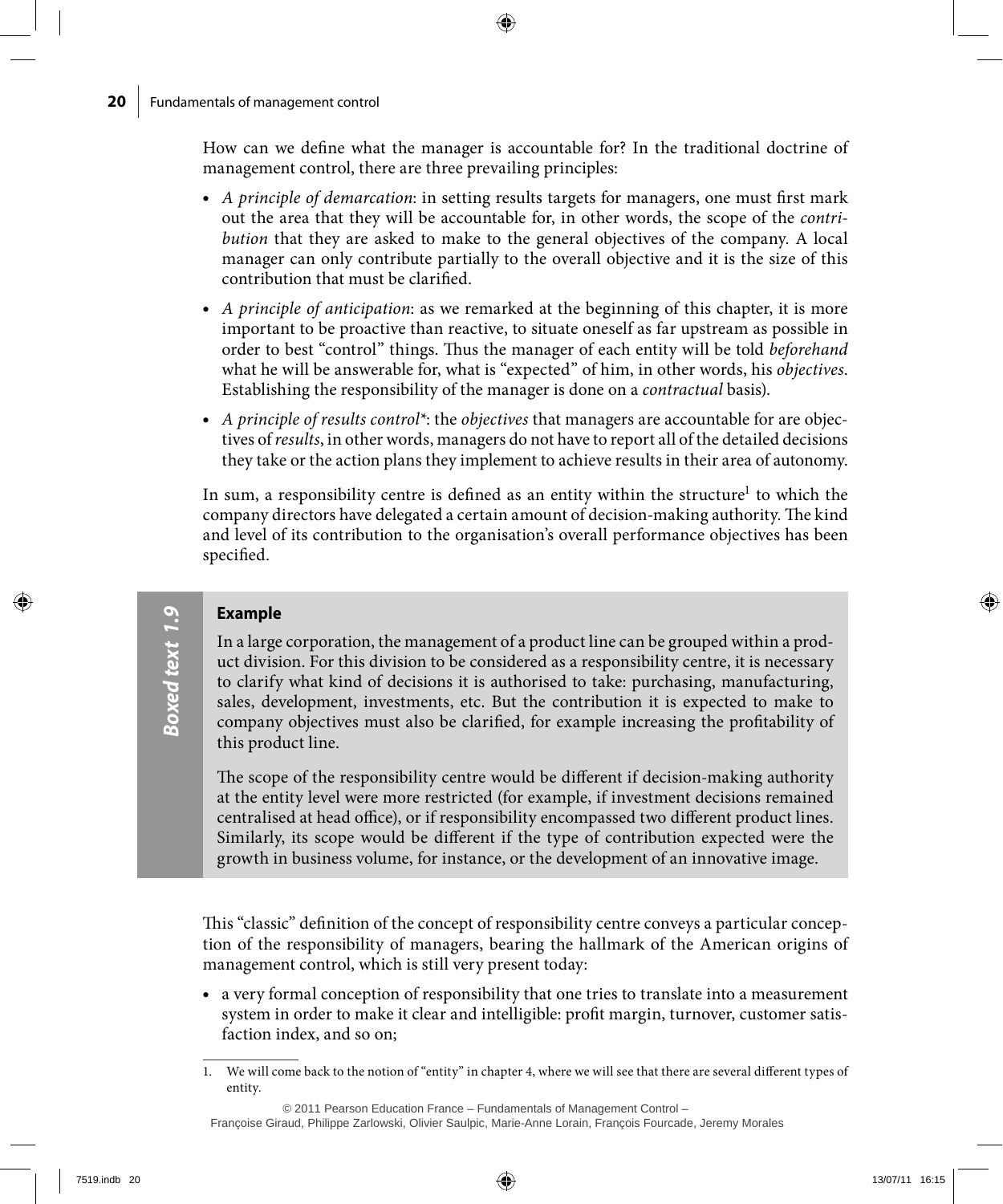How can we define what the manager is accountable for? In the traditional doctrine of management control, there are three prevailing principles:

- *A principle of demarcation*: in setting results targets for managers, one must first mark out the area that they will be accountable for, in other words, the scope of the *contribution* that they are asked to make to the general objectives of the company. A local manager can only contribute partially to the overall objective and it is the size of this contribution that must be clarified.
- *A principle of anticipation*: as we remarked at the beginning of this chapter, it is more important to be proactive than reactive, to situate oneself as far upstream as possible in order to best "control" things. Thus the manager of each entity will be told *beforehand* what he will be answerable for, what is "expected" of him, in other words, his *objectives*. Establishing the responsibility of the manager is done on a *contractual* basis).
- *A principle of results control**: the *objectives* that managers are accountable for are objectives of *results*, in other words, managers do not have to report all of the detailed decisions they take or the action plans they implement to achieve results in their area of autonomy.

In sum, a responsibility centre is defined as an entity within the structure[1] to which the company directors have delegated a certain amount of decision-making authority. The kind and level of its contribution to the organisation's overall performance objectives has been specified.

> ***Boxed text 1.9***
>
> **Example**
>
> In a large corporation, the management of a product line can be grouped within a product division. For this division to be considered as a responsibility centre, it is necessary to clarify what kind of decisions it is authorised to take: purchasing, manufacturing, sales, development, investments, etc. But the contribution it is expected to make to company objectives must also be clarified, for example increasing the profitability of this product line.
>
> The scope of the responsibility centre would be different if decision-making authority at the entity level were more restricted (for example, if investment decisions remained centralised at head office), or if responsibility encompassed two different product lines. Similarly, its scope would be different if the type of contribution expected were the growth in business volume, for instance, or the development of an innovative image.

This "classic" definition of the concept of responsibility centre conveys a particular conception of the responsibility of managers, bearing the hallmark of the American origins of management control, which is still very present today:

- a very formal conception of responsibility that one tries to translate into a measurement system in order to make it clear and intelligible: profit margin, turnover, customer satisfaction index, and so on;

---

1. We will come back to the notion of "entity" in chapter 4, where we will see that there are several different types of entity.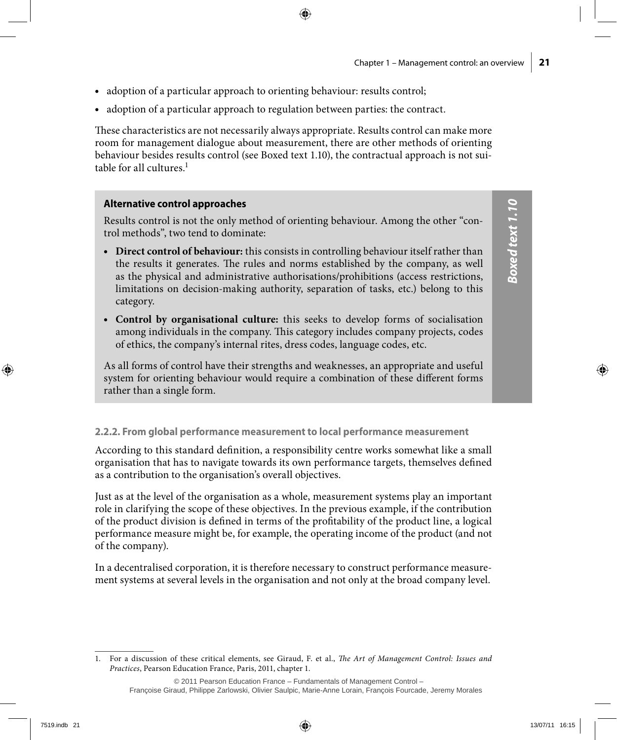- adoption of a particular approach to orienting behaviour: results control;
- adoption of a particular approach to regulation between parties: the contract.

These characteristics are not necessarily always appropriate. Results control can make more room for management dialogue about measurement, there are other methods of orienting behaviour besides results control (see Boxed text 1.10), the contractual approach is not suitable for all cultures.[1]

> **Boxed text 1.10**
>
> **Alternative control approaches**
>
> Results control is not the only method of orienting behaviour. Among the other "control methods", two tend to dominate:
>
> - **Direct control of behaviour:** this consists in controlling behaviour itself rather than the results it generates. The rules and norms established by the company, as well as the physical and administrative authorisations/prohibitions (access restrictions, limitations on decision-making authority, separation of tasks, etc.) belong to this category.
> - **Control by organisational culture:** this seeks to develop forms of socialisation among individuals in the company. This category includes company projects, codes of ethics, the company's internal rites, dress codes, language codes, etc.
>
> As all forms of control have their strengths and weaknesses, an appropriate and useful system for orienting behaviour would require a combination of these different forms rather than a single form.

#### 2.2.2. From global performance measurement to local performance measurement

According to this standard definition, a responsibility centre works somewhat like a small organisation that has to navigate towards its own performance targets, themselves defined as a contribution to the organisation's overall objectives.

Just as at the level of the organisation as a whole, measurement systems play an important role in clarifying the scope of these objectives. In the previous example, if the contribution of the product division is defined in terms of the profitability of the product line, a logical performance measure might be, for example, the operating income of the product (and not of the company).

In a decentralised corporation, it is therefore necessary to construct performance measurement systems at several levels in the organisation and not only at the broad company level.

---

1. For a discussion of these critical elements, see Giraud, F. et al., *The Art of Management Control: Issues and Practices*, Pearson Education France, Paris, 2011, chapter 1.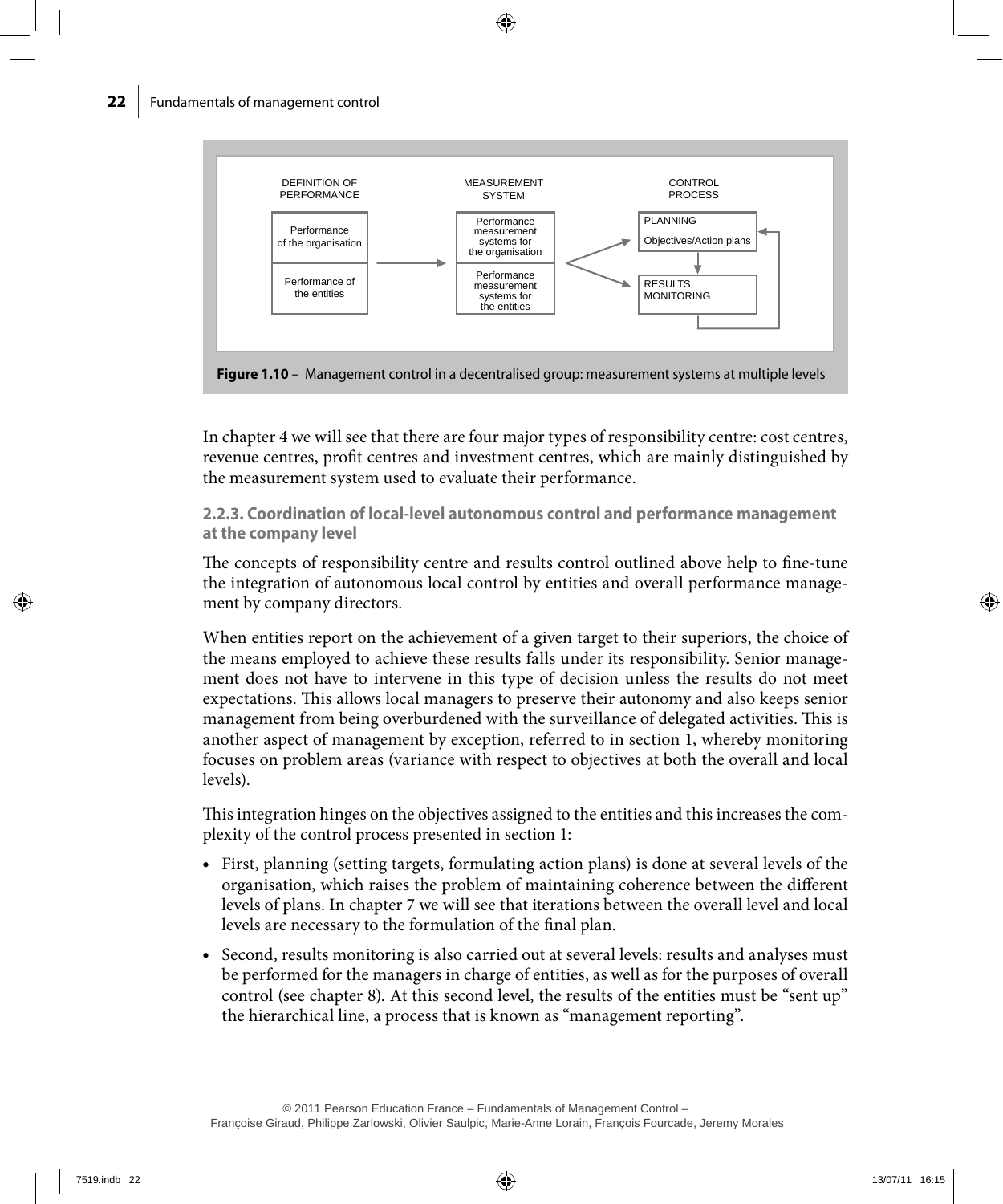| DEFINITION OF PERFORMANCE | MEASUREMENT SYSTEM | CONTROL PROCESS |
| --- | --- | --- |
| Performance of the organisation | Performance measurement systems for the organisation | PLANNING Objectives/Action plans |
| Performance of the entities | Performance measurement systems for the entities | RESULTS MONITORING |

**Figure 1.10** – Management control in a decentralised group: measurement systems at multiple levels

In chapter 4 we will see that there are four major types of responsibility centre: cost centres, revenue centres, profit centres and investment centres, which are mainly distinguished by the measurement system used to evaluate their performance.

### 2.2.3. Coordination of local-level autonomous control and performance management at the company level

The concepts of responsibility centre and results control outlined above help to fine-tune the integration of autonomous local control by entities and overall performance management by company directors.

When entities report on the achievement of a given target to their superiors, the choice of the means employed to achieve these results falls under its responsibility. Senior management does not have to intervene in this type of decision unless the results do not meet expectations. This allows local managers to preserve their autonomy and also keeps senior management from being overburdened with the surveillance of delegated activities. This is another aspect of management by exception, referred to in section 1, whereby monitoring focuses on problem areas (variance with respect to objectives at both the overall and local levels).

This integration hinges on the objectives assigned to the entities and this increases the complexity of the control process presented in section 1:

- First, planning (setting targets, formulating action plans) is done at several levels of the organisation, which raises the problem of maintaining coherence between the different levels of plans. In chapter 7 we will see that iterations between the overall level and local levels are necessary to the formulation of the final plan.
- Second, results monitoring is also carried out at several levels: results and analyses must be performed for the managers in charge of entities, as well as for the purposes of overall control (see chapter 8). At this second level, the results of the entities must be "sent up" the hierarchical line, a process that is known as "management reporting".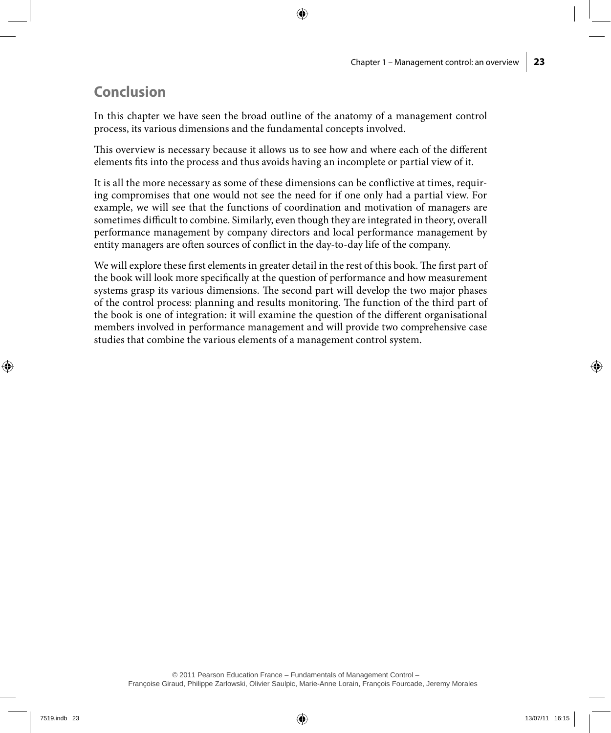## Conclusion

In this chapter we have seen the broad outline of the anatomy of a management control process, its various dimensions and the fundamental concepts involved.

This overview is necessary because it allows us to see how and where each of the different elements fits into the process and thus avoids having an incomplete or partial view of it.

It is all the more necessary as some of these dimensions can be conflictive at times, requiring compromises that one would not see the need for if one only had a partial view. For example, we will see that the functions of coordination and motivation of managers are sometimes difficult to combine. Similarly, even though they are integrated in theory, overall performance management by company directors and local performance management by entity managers are often sources of conflict in the day-to-day life of the company.

We will explore these first elements in greater detail in the rest of this book. The first part of the book will look more specifically at the question of performance and how measurement systems grasp its various dimensions. The second part will develop the two major phases of the control process: planning and results monitoring. The function of the third part of the book is one of integration: it will examine the question of the different organisational members involved in performance management and will provide two comprehensive case studies that combine the various elements of a management control system.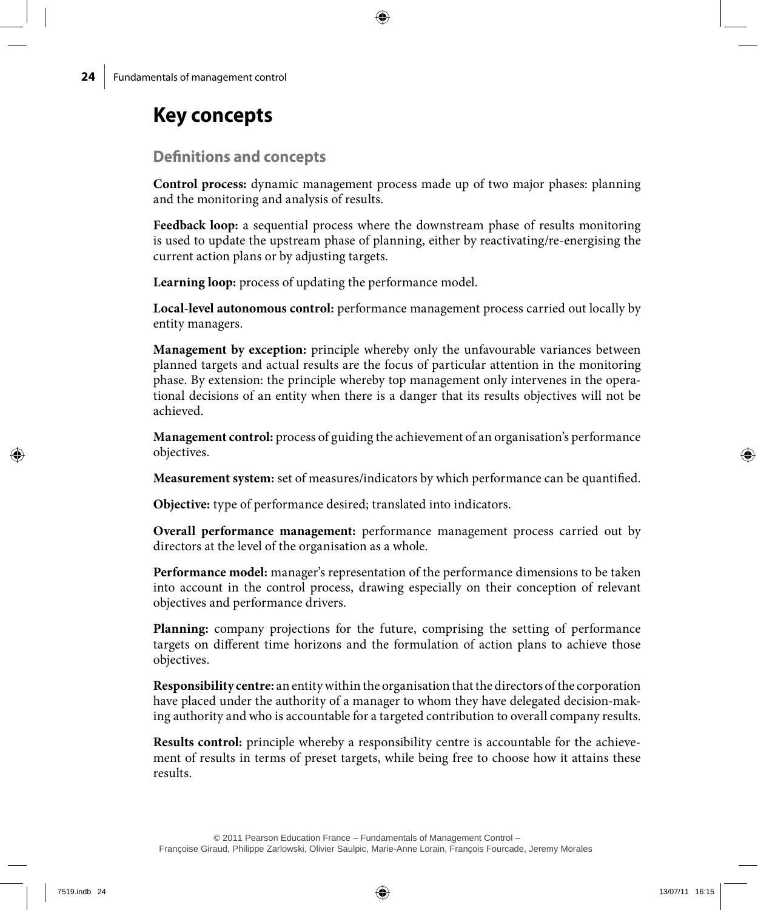# Key concepts

## Definitions and concepts

**Control process:** dynamic management process made up of two major phases: planning and the monitoring and analysis of results.

**Feedback loop:** a sequential process where the downstream phase of results monitoring is used to update the upstream phase of planning, either by reactivating/re-energising the current action plans or by adjusting targets.

**Learning loop:** process of updating the performance model.

**Local-level autonomous control:** performance management process carried out locally by entity managers.

**Management by exception:** principle whereby only the unfavourable variances between planned targets and actual results are the focus of particular attention in the monitoring phase. By extension: the principle whereby top management only intervenes in the operational decisions of an entity when there is a danger that its results objectives will not be achieved.

**Management control:** process of guiding the achievement of an organisation's performance objectives.

**Measurement system:** set of measures/indicators by which performance can be quantified.

**Objective:** type of performance desired; translated into indicators.

**Overall performance management:** performance management process carried out by directors at the level of the organisation as a whole.

**Performance model:** manager's representation of the performance dimensions to be taken into account in the control process, drawing especially on their conception of relevant objectives and performance drivers.

**Planning:** company projections for the future, comprising the setting of performance targets on different time horizons and the formulation of action plans to achieve those objectives.

**Responsibility centre:** an entity within the organisation that the directors of the corporation have placed under the authority of a manager to whom they have delegated decision-making authority and who is accountable for a targeted contribution to overall company results.

**Results control:** principle whereby a responsibility centre is accountable for the achievement of results in terms of preset targets, while being free to choose how it attains these results.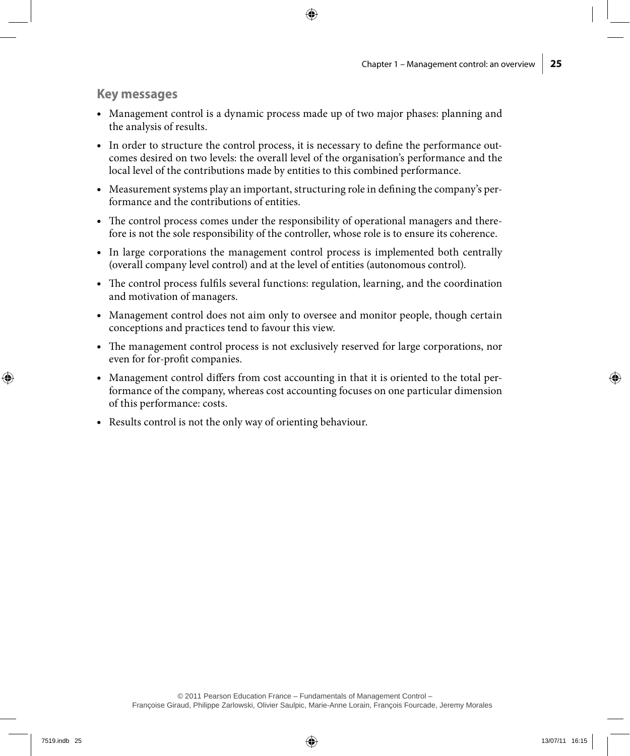## Key messages

- Management control is a dynamic process made up of two major phases: planning and the analysis of results.
- In order to structure the control process, it is necessary to define the performance outcomes desired on two levels: the overall level of the organisation's performance and the local level of the contributions made by entities to this combined performance.
- Measurement systems play an important, structuring role in defining the company's performance and the contributions of entities.
- The control process comes under the responsibility of operational managers and therefore is not the sole responsibility of the controller, whose role is to ensure its coherence.
- In large corporations the management control process is implemented both centrally (overall company level control) and at the level of entities (autonomous control).
- The control process fulfils several functions: regulation, learning, and the coordination and motivation of managers.
- Management control does not aim only to oversee and monitor people, though certain conceptions and practices tend to favour this view.
- The management control process is not exclusively reserved for large corporations, nor even for for-profit companies.
- Management control differs from cost accounting in that it is oriented to the total performance of the company, whereas cost accounting focuses on one particular dimension of this performance: costs.
- Results control is not the only way of orienting behaviour.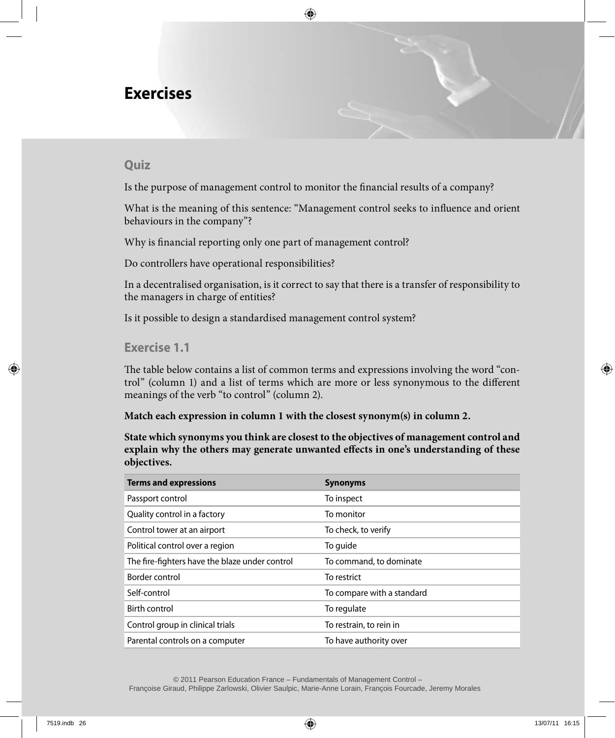# Exercises

## Quiz

Is the purpose of management control to monitor the financial results of a company?

What is the meaning of this sentence: "Management control seeks to influence and orient behaviours in the company"?

Why is financial reporting only one part of management control?

Do controllers have operational responsibilities?

In a decentralised organisation, is it correct to say that there is a transfer of responsibility to the managers in charge of entities?

Is it possible to design a standardised management control system?

## Exercise 1.1

The table below contains a list of common terms and expressions involving the word "control" (column 1) and a list of terms which are more or less synonymous to the different meanings of the verb "to control" (column 2).

**Match each expression in column 1 with the closest synonym(s) in column 2.**

**State which synonyms you think are closest to the objectives of management control and explain why the others may generate unwanted effects in one's understanding of these objectives.**

| Terms and expressions | Synonyms |
|---|---|
| Passport control | To inspect |
| Quality control in a factory | To monitor |
| Control tower at an airport | To check, to verify |
| Political control over a region | To guide |
| The fire-fighters have the blaze under control | To command, to dominate |
| Border control | To restrict |
| Self-control | To compare with a standard |
| Birth control | To regulate |
| Control group in clinical trials | To restrain, to rein in |
| Parental controls on a computer | To have authority over |

© 2011 Pearson Education France – Fundamentals of Management Control – Françoise Giraud, Philippe Zarlowski, Olivier Saulpic, Marie-Anne Lorain, François Fourcade, Jeremy Morales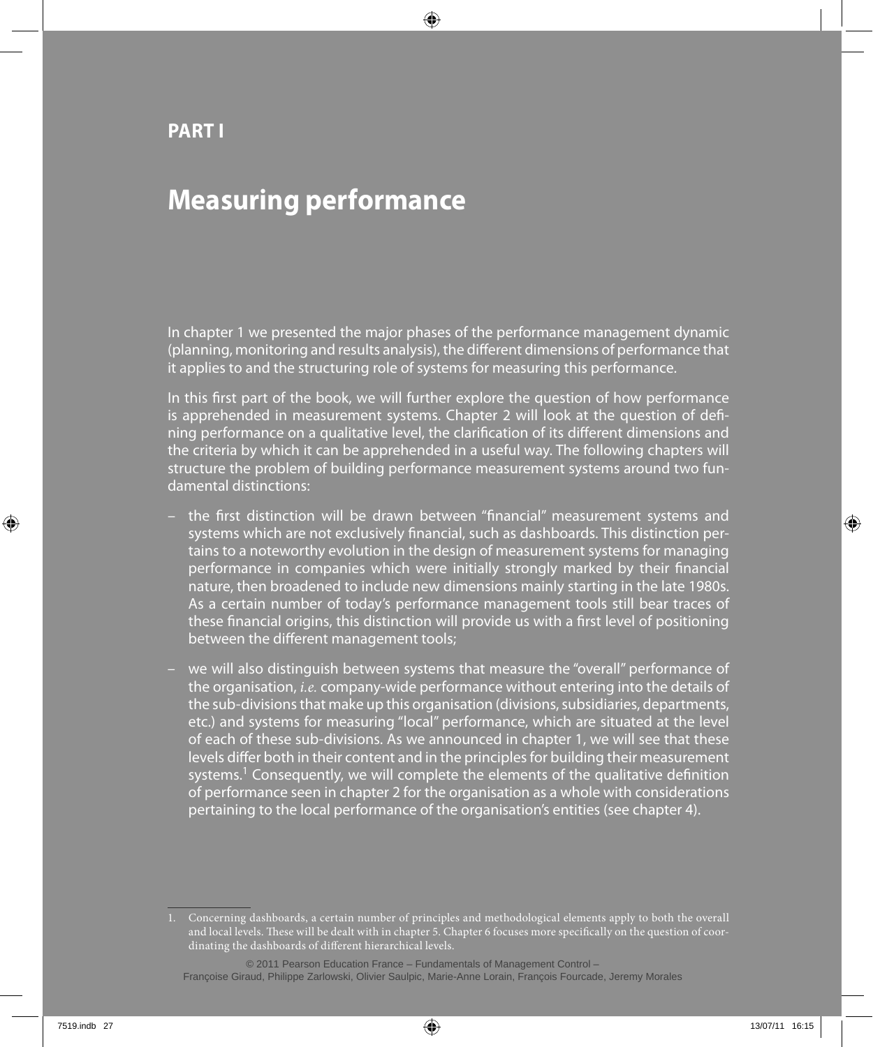# PART I

# Measuring performance

In chapter 1 we presented the major phases of the performance management dynamic (planning, monitoring and results analysis), the different dimensions of performance that it applies to and the structuring role of systems for measuring this performance.

In this first part of the book, we will further explore the question of how performance is apprehended in measurement systems. Chapter 2 will look at the question of defining performance on a qualitative level, the clarification of its different dimensions and the criteria by which it can be apprehended in a useful way. The following chapters will structure the problem of building performance measurement systems around two fundamental distinctions:

- the first distinction will be drawn between "financial" measurement systems and systems which are not exclusively financial, such as dashboards. This distinction pertains to a noteworthy evolution in the design of measurement systems for managing performance in companies which were initially strongly marked by their financial nature, then broadened to include new dimensions mainly starting in the late 1980s. As a certain number of today's performance management tools still bear traces of these financial origins, this distinction will provide us with a first level of positioning between the different management tools;
- we will also distinguish between systems that measure the "overall" performance of the organisation, *i.e.* company-wide performance without entering into the details of the sub-divisions that make up this organisation (divisions, subsidiaries, departments, etc.) and systems for measuring "local" performance, which are situated at the level of each of these sub-divisions. As we announced in chapter 1, we will see that these levels differ both in their content and in the principles for building their measurement systems.[1] Consequently, we will complete the elements of the qualitative definition of performance seen in chapter 2 for the organisation as a whole with considerations pertaining to the local performance of the organisation's entities (see chapter 4).

---

1. Concerning dashboards, a certain number of principles and methodological elements apply to both the overall and local levels. These will be dealt with in chapter 5. Chapter 6 focuses more specifically on the question of coordinating the dashboards of different hierarchical levels.

© 2011 Pearson Education France – Fundamentals of Management Control – Françoise Giraud, Philippe Zarlowski, Olivier Saulpic, Marie-Anne Lorain, François Fourcade, Jeremy Morales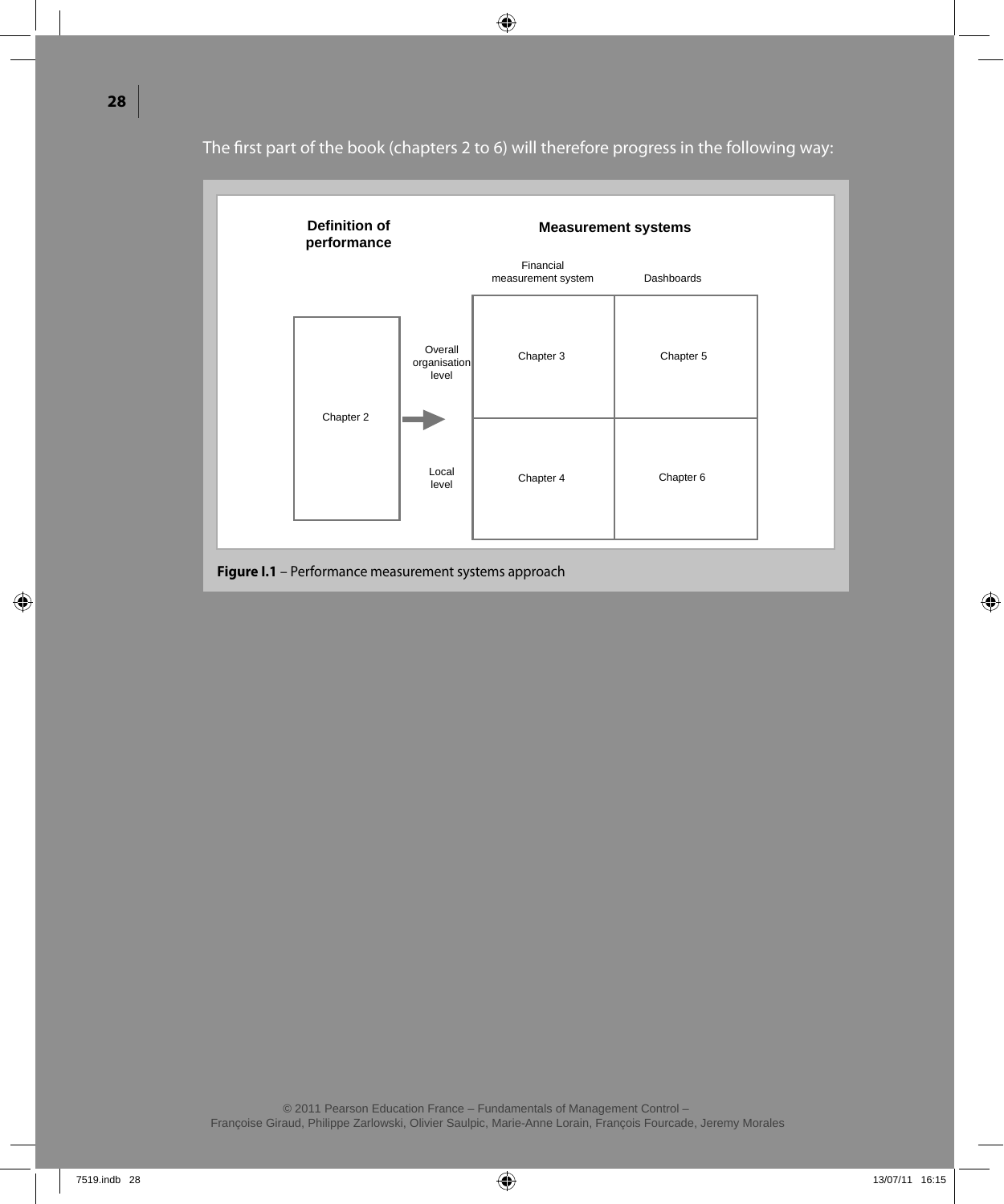The first part of the book (chapters 2 to 6) will therefore progress in the following way:

**Definition of performance**

**Measurement systems**

Financial measurement system

Dashboards

Chapter 2

Overall organisation level

Local level

Chapter 3

Chapter 5

Chapter 4

Chapter 6

**Figure I.1** – Performance measurement systems approach